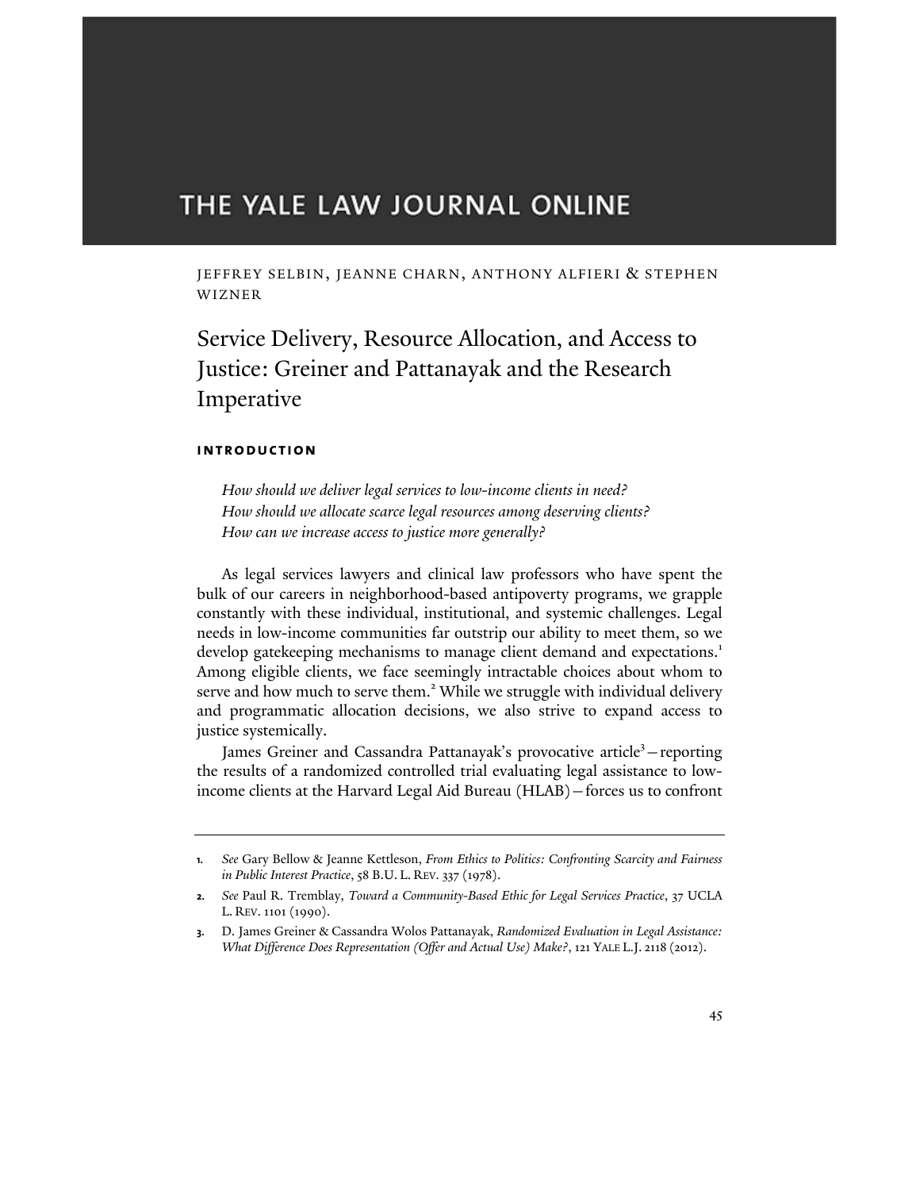# THE YALE LAW JOURNAL ONLINE

JEFFREY SELBIN, JEANNE CHARN, ANTHONY ALFIERI & STEPHEN WIZNER

## Service Delivery, Resource Allocation, and Access to Justice: Greiner and Pattanayak and the Research Imperative

### INTRODUCTION

*How should we deliver legal services to low-income clients in need?*
*How should we allocate scarce legal resources among deserving clients?*
*How can we increase access to justice more generally?*

As legal services lawyers and clinical law professors who have spent the bulk of our careers in neighborhood-based antipoverty programs, we grapple constantly with these individual, institutional, and systemic challenges. Legal needs in low-income communities far outstrip our ability to meet them, so we develop gatekeeping mechanisms to manage client demand and expectations.[1] Among eligible clients, we face seemingly intractable choices about whom to serve and how much to serve them.[2] While we struggle with individual delivery and programmatic allocation decisions, we also strive to expand access to justice systemically.

James Greiner and Cassandra Pattanayak's provocative article[3]—reporting the results of a randomized controlled trial evaluating legal assistance to low-income clients at the Harvard Legal Aid Bureau (HLAB)—forces us to confront

---

1. *See* Gary Bellow & Jeanne Kettleson, *From Ethics to Politics: Confronting Scarcity and Fairness in Public Interest Practice*, 58 B.U. L. REV. 337 (1978).

2. *See* Paul R. Tremblay, *Toward a Community-Based Ethic for Legal Services Practice*, 37 UCLA L. REV. 1101 (1990).

3. D. James Greiner & Cassandra Wolos Pattanayak, *Randomized Evaluation in Legal Assistance: What Difference Does Representation (Offer and Actual Use) Make?*, 121 YALE L.J. 2118 (2012).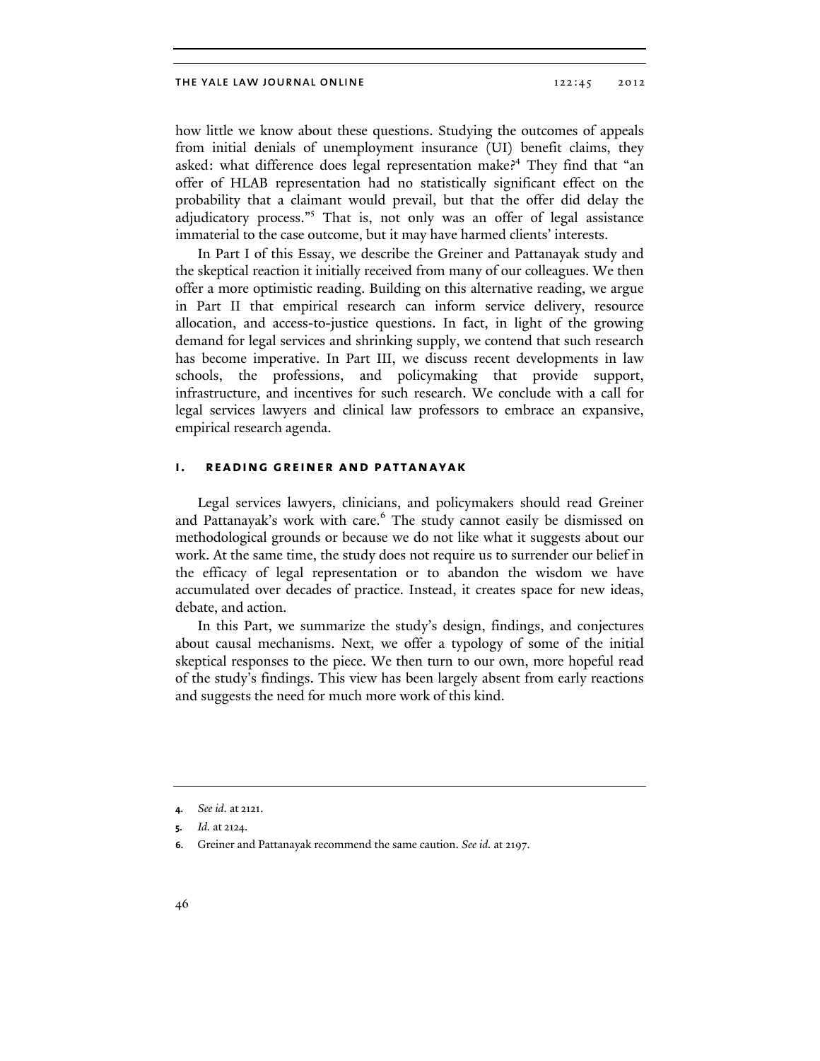how little we know about these questions. Studying the outcomes of appeals from initial denials of unemployment insurance (UI) benefit claims, they asked: what difference does legal representation make?[4] They find that "an offer of HLAB representation had no statistically significant effect on the probability that a claimant would prevail, but that the offer did delay the adjudicatory process."[5] That is, not only was an offer of legal assistance immaterial to the case outcome, but it may have harmed clients' interests.

In Part I of this Essay, we describe the Greiner and Pattanayak study and the skeptical reaction it initially received from many of our colleagues. We then offer a more optimistic reading. Building on this alternative reading, we argue in Part II that empirical research can inform service delivery, resource allocation, and access-to-justice questions. In fact, in light of the growing demand for legal services and shrinking supply, we contend that such research has become imperative. In Part III, we discuss recent developments in law schools, the professions, and policymaking that provide support, infrastructure, and incentives for such research. We conclude with a call for legal services lawyers and clinical law professors to embrace an expansive, empirical research agenda.

## I. Reading Greiner and Pattanayak

Legal services lawyers, clinicians, and policymakers should read Greiner and Pattanayak's work with care.[6] The study cannot easily be dismissed on methodological grounds or because we do not like what it suggests about our work. At the same time, the study does not require us to surrender our belief in the efficacy of legal representation or to abandon the wisdom we have accumulated over decades of practice. Instead, it creates space for new ideas, debate, and action.

In this Part, we summarize the study's design, findings, and conjectures about causal mechanisms. Next, we offer a typology of some of the initial skeptical responses to the piece. We then turn to our own, more hopeful read of the study's findings. This view has been largely absent from early reactions and suggests the need for much more work of this kind.

---

4. *See id.* at 2121.

5. *Id.* at 2124.

6. Greiner and Pattanayak recommend the same caution. *See id.* at 2197.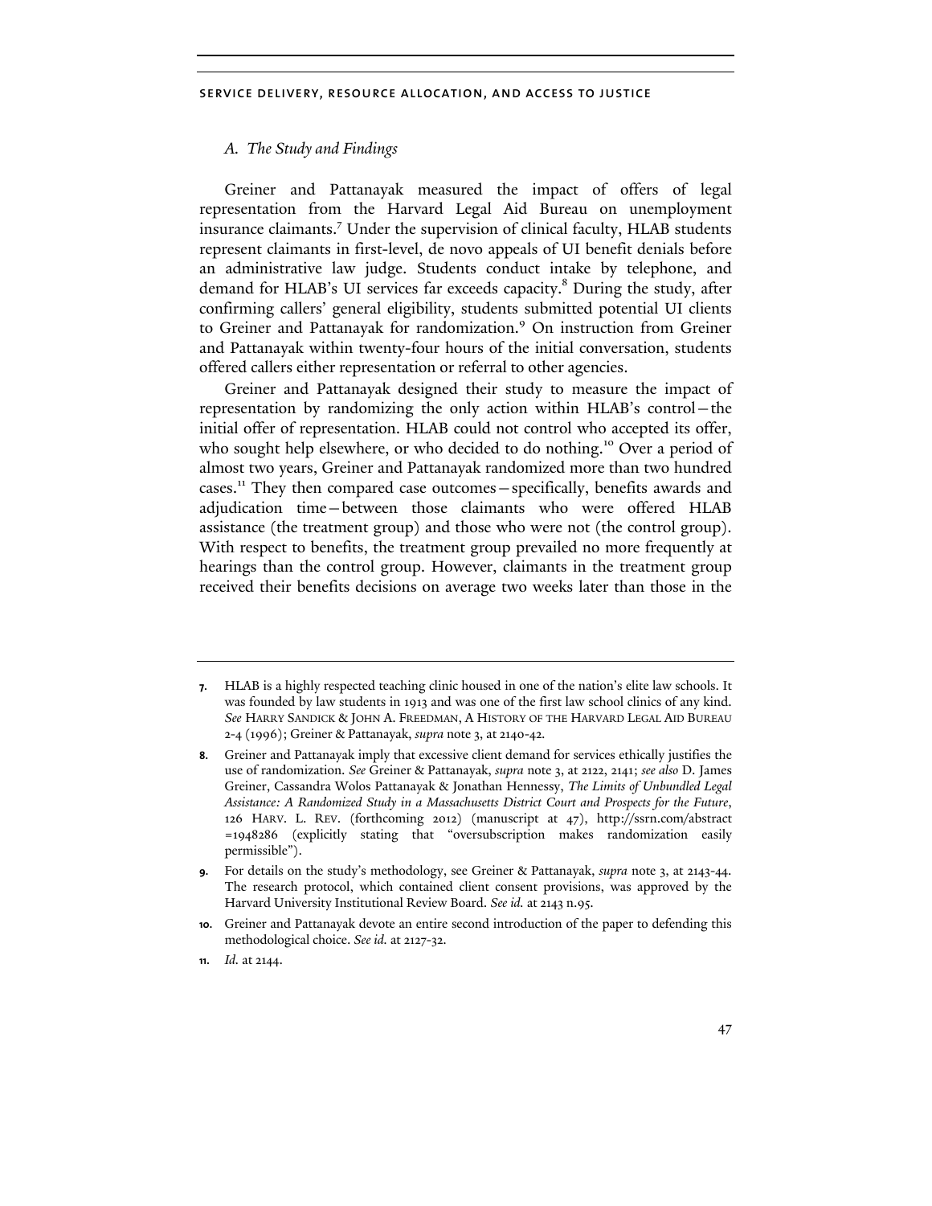### A. The Study and Findings

Greiner and Pattanayak measured the impact of offers of legal representation from the Harvard Legal Aid Bureau on unemployment insurance claimants.[7] Under the supervision of clinical faculty, HLAB students represent claimants in first-level, de novo appeals of UI benefit denials before an administrative law judge. Students conduct intake by telephone, and demand for HLAB's UI services far exceeds capacity.[8] During the study, after confirming callers' general eligibility, students submitted potential UI clients to Greiner and Pattanayak for randomization.[9] On instruction from Greiner and Pattanayak within twenty-four hours of the initial conversation, students offered callers either representation or referral to other agencies.

Greiner and Pattanayak designed their study to measure the impact of representation by randomizing the only action within HLAB's control—the initial offer of representation. HLAB could not control who accepted its offer, who sought help elsewhere, or who decided to do nothing.[10] Over a period of almost two years, Greiner and Pattanayak randomized more than two hundred cases.[11] They then compared case outcomes—specifically, benefits awards and adjudication time—between those claimants who were offered HLAB assistance (the treatment group) and those who were not (the control group). With respect to benefits, the treatment group prevailed no more frequently at hearings than the control group. However, claimants in the treatment group received their benefits decisions on average two weeks later than those in the

---

7. HLAB is a highly respected teaching clinic housed in one of the nation's elite law schools. It was founded by law students in 1913 and was one of the first law school clinics of any kind. *See* HARRY SANDICK & JOHN A. FREEDMAN, A HISTORY OF THE HARVARD LEGAL AID BUREAU 2-4 (1996); Greiner & Pattanayak, *supra* note 3, at 2140-42.

8. Greiner and Pattanayak imply that excessive client demand for services ethically justifies the use of randomization. *See* Greiner & Pattanayak, *supra* note 3, at 2122, 2141; *see also* D. James Greiner, Cassandra Wolos Pattanayak & Jonathan Hennessy, *The Limits of Unbundled Legal Assistance: A Randomized Study in a Massachusetts District Court and Prospects for the Future*, 126 HARV. L. REV. (forthcoming 2012) (manuscript at 47), http://ssrn.com/abstract=1948286 (explicitly stating that "oversubscription makes randomization easily permissible").

9. For details on the study's methodology, see Greiner & Pattanayak, *supra* note 3, at 2143-44. The research protocol, which contained client consent provisions, was approved by the Harvard University Institutional Review Board. *See id.* at 2143 n.95.

10. Greiner and Pattanayak devote an entire second introduction of the paper to defending this methodological choice. *See id.* at 2127-32.

11. *Id.* at 2144.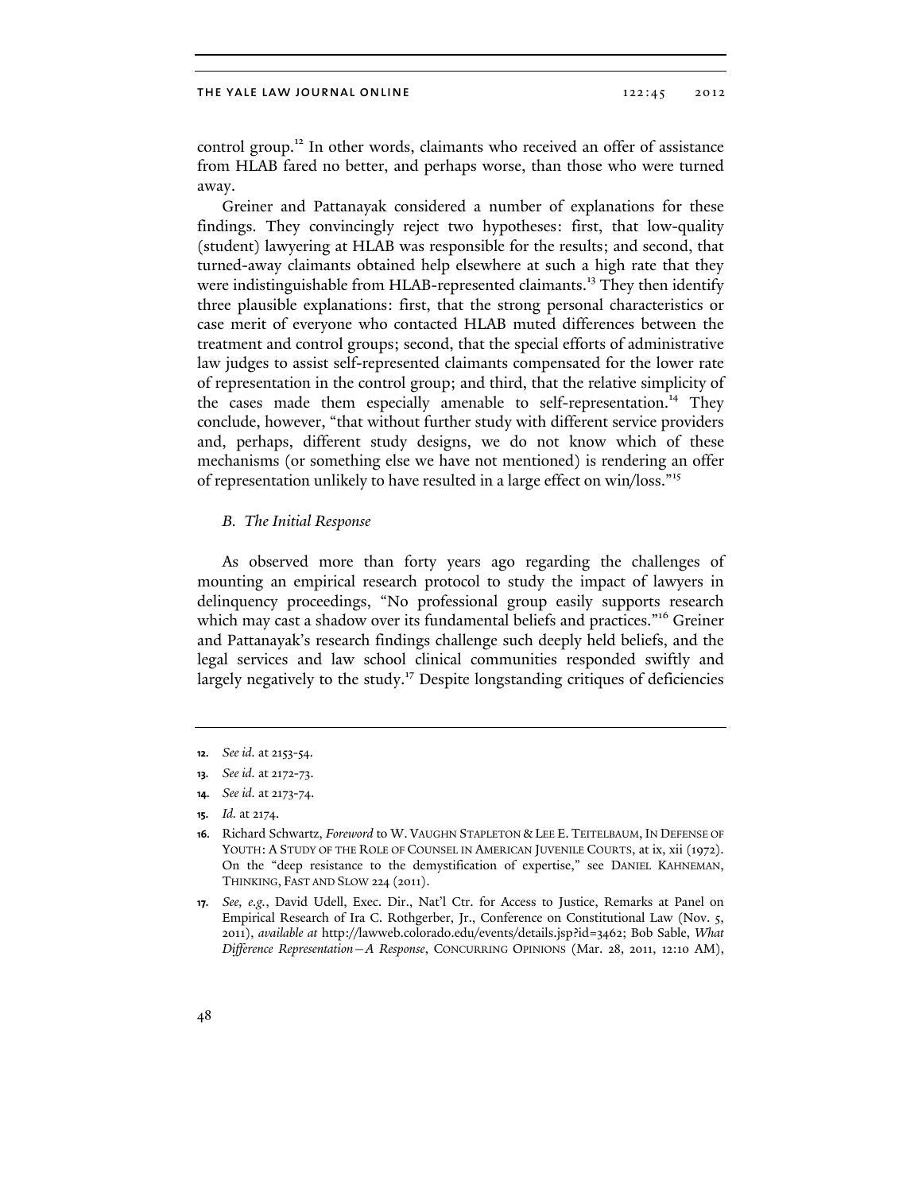control group.[12] In other words, claimants who received an offer of assistance from HLAB fared no better, and perhaps worse, than those who were turned away.

Greiner and Pattanayak considered a number of explanations for these findings. They convincingly reject two hypotheses: first, that low-quality (student) lawyering at HLAB was responsible for the results; and second, that turned-away claimants obtained help elsewhere at such a high rate that they were indistinguishable from HLAB-represented claimants.[13] They then identify three plausible explanations: first, that the strong personal characteristics or case merit of everyone who contacted HLAB muted differences between the treatment and control groups; second, that the special efforts of administrative law judges to assist self-represented claimants compensated for the lower rate of representation in the control group; and third, that the relative simplicity of the cases made them especially amenable to self-representation.[14] They conclude, however, "that without further study with different service providers and, perhaps, different study designs, we do not know which of these mechanisms (or something else we have not mentioned) is rendering an offer of representation unlikely to have resulted in a large effect on win/loss."[15]

### *B. The Initial Response*

As observed more than forty years ago regarding the challenges of mounting an empirical research protocol to study the impact of lawyers in delinquency proceedings, "No professional group easily supports research which may cast a shadow over its fundamental beliefs and practices."[16] Greiner and Pattanayak's research findings challenge such deeply held beliefs, and the legal services and law school clinical communities responded swiftly and largely negatively to the study.[17] Despite longstanding critiques of deficiencies

---

12. *See id.* at 2153-54.

13. *See id.* at 2172-73.

14. *See id.* at 2173-74.

15. *Id.* at 2174.

16. Richard Schwartz, *Foreword* to W. VAUGHN STAPLETON & LEE E. TEITELBAUM, IN DEFENSE OF YOUTH: A STUDY OF THE ROLE OF COUNSEL IN AMERICAN JUVENILE COURTS, at ix, xii (1972). On the "deep resistance to the demystification of expertise," see DANIEL KAHNEMAN, THINKING, FAST AND SLOW 224 (2011).

17. *See, e.g.*, David Udell, Exec. Dir., Nat'l Ctr. for Access to Justice, Remarks at Panel on Empirical Research of Ira C. Rothgerber, Jr., Conference on Constitutional Law (Nov. 5, 2011), *available at* http://lawweb.colorado.edu/events/details.jsp?id=3462; Bob Sable, *What Difference Representation—A Response*, CONCURRING OPINIONS (Mar. 28, 2011, 12:10 AM),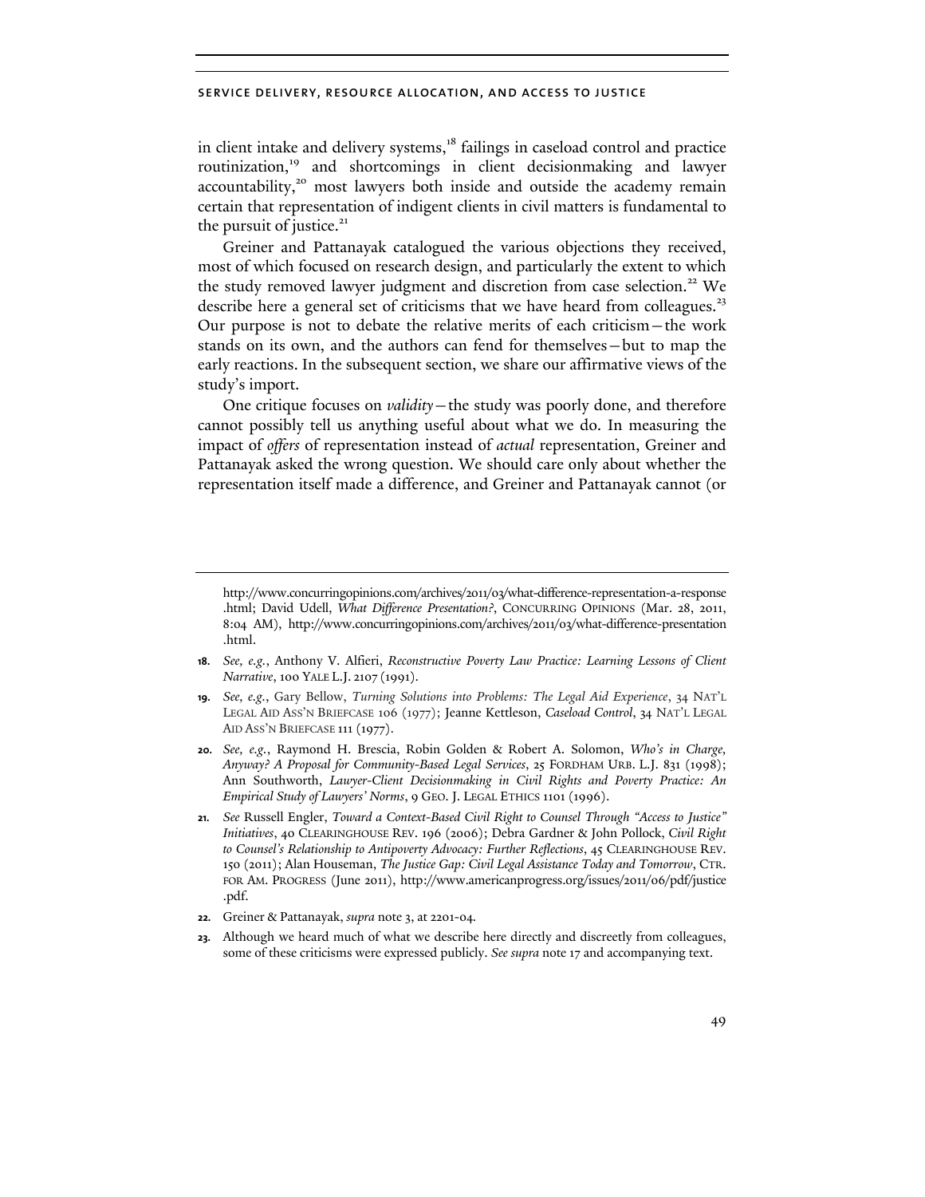in client intake and delivery systems,[18] failings in caseload control and practice routinization,[19] and shortcomings in client decisionmaking and lawyer accountability,[20] most lawyers both inside and outside the academy remain certain that representation of indigent clients in civil matters is fundamental to the pursuit of justice.[21]

Greiner and Pattanayak catalogued the various objections they received, most of which focused on research design, and particularly the extent to which the study removed lawyer judgment and discretion from case selection.[22] We describe here a general set of criticisms that we have heard from colleagues.[23] Our purpose is not to debate the relative merits of each criticism—the work stands on its own, and the authors can fend for themselves—but to map the early reactions. In the subsequent section, we share our affirmative views of the study's import.

One critique focuses on *validity*—the study was poorly done, and therefore cannot possibly tell us anything useful about what we do. In measuring the impact of *offers* of representation instead of *actual* representation, Greiner and Pattanayak asked the wrong question. We should care only about whether the representation itself made a difference, and Greiner and Pattanayak cannot (or

---

http://www.concurringopinions.com/archives/2011/03/what-difference-representation-a-response.html; David Udell, *What Difference Presentation?*, CONCURRING OPINIONS (Mar. 28, 2011, 8:04 AM), http://www.concurringopinions.com/archives/2011/03/what-difference-presentation.html.

18. *See, e.g.*, Anthony V. Alfieri, *Reconstructive Poverty Law Practice: Learning Lessons of Client Narrative*, 100 YALE L.J. 2107 (1991).

19. *See, e.g.*, Gary Bellow, *Turning Solutions into Problems: The Legal Aid Experience*, 34 NAT'L LEGAL AID ASS'N BRIEFCASE 106 (1977); Jeanne Kettleson, *Caseload Control*, 34 NAT'L LEGAL AID ASS'N BRIEFCASE 111 (1977).

20. *See, e.g.*, Raymond H. Brescia, Robin Golden & Robert A. Solomon, *Who's in Charge, Anyway? A Proposal for Community-Based Legal Services*, 25 FORDHAM URB. L.J. 831 (1998); Ann Southworth, *Lawyer-Client Decisionmaking in Civil Rights and Poverty Practice: An Empirical Study of Lawyers' Norms*, 9 GEO. J. LEGAL ETHICS 1101 (1996).

21. *See* Russell Engler, *Toward a Context-Based Civil Right to Counsel Through "Access to Justice" Initiatives*, 40 CLEARINGHOUSE REV. 196 (2006); Debra Gardner & John Pollock, *Civil Right to Counsel's Relationship to Antipoverty Advocacy: Further Reflections*, 45 CLEARINGHOUSE REV. 150 (2011); Alan Houseman, *The Justice Gap: Civil Legal Assistance Today and Tomorrow*, CTR. FOR AM. PROGRESS (June 2011), http://www.americanprogress.org/issues/2011/06/pdf/justice.pdf.

22. Greiner & Pattanayak, *supra* note 3, at 2201-04.

23. Although we heard much of what we describe here directly and discreetly from colleagues, some of these criticisms were expressed publicly. *See supra* note 17 and accompanying text.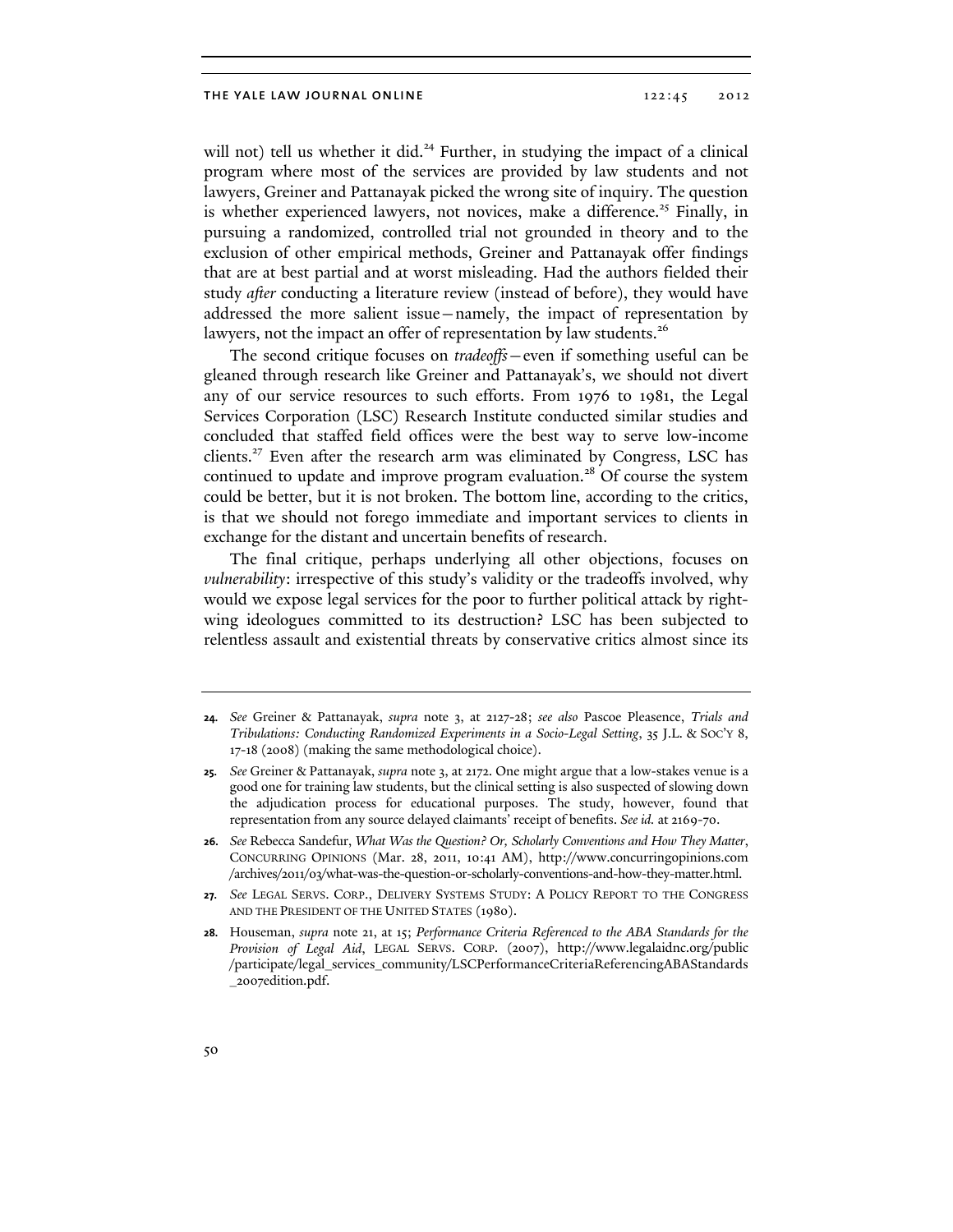will not) tell us whether it did.[24] Further, in studying the impact of a clinical program where most of the services are provided by law students and not lawyers, Greiner and Pattanayak picked the wrong site of inquiry. The question is whether experienced lawyers, not novices, make a difference.[25] Finally, in pursuing a randomized, controlled trial not grounded in theory and to the exclusion of other empirical methods, Greiner and Pattanayak offer findings that are at best partial and at worst misleading. Had the authors fielded their study *after* conducting a literature review (instead of before), they would have addressed the more salient issue—namely, the impact of representation by lawyers, not the impact an offer of representation by law students.[26]

The second critique focuses on *tradeoffs*—even if something useful can be gleaned through research like Greiner and Pattanayak's, we should not divert any of our service resources to such efforts. From 1976 to 1981, the Legal Services Corporation (LSC) Research Institute conducted similar studies and concluded that staffed field offices were the best way to serve low-income clients.[27] Even after the research arm was eliminated by Congress, LSC has continued to update and improve program evaluation.[28] Of course the system could be better, but it is not broken. The bottom line, according to the critics, is that we should not forego immediate and important services to clients in exchange for the distant and uncertain benefits of research.

The final critique, perhaps underlying all other objections, focuses on *vulnerability*: irrespective of this study's validity or the tradeoffs involved, why would we expose legal services for the poor to further political attack by right-wing ideologues committed to its destruction? LSC has been subjected to relentless assault and existential threats by conservative critics almost since its

---

24. *See* Greiner & Pattanayak, *supra* note 3, at 2127-28; *see also* Pascoe Pleasence, *Trials and Tribulations: Conducting Randomized Experiments in a Socio-Legal Setting*, 35 J.L. & SOC'Y 8, 17-18 (2008) (making the same methodological choice).

25. *See* Greiner & Pattanayak, *supra* note 3, at 2172. One might argue that a low-stakes venue is a good one for training law students, but the clinical setting is also suspected of slowing down the adjudication process for educational purposes. The study, however, found that representation from any source delayed claimants' receipt of benefits. *See id.* at 2169-70.

26. *See* Rebecca Sandefur, *What Was the Question? Or, Scholarly Conventions and How They Matter*, CONCURRING OPINIONS (Mar. 28, 2011, 10:41 AM), http://www.concurringopinions.com/archives/2011/03/what-was-the-question-or-scholarly-conventions-and-how-they-matter.html.

27. *See* LEGAL SERVS. CORP., DELIVERY SYSTEMS STUDY: A POLICY REPORT TO THE CONGRESS AND THE PRESIDENT OF THE UNITED STATES (1980).

28. Houseman, *supra* note 21, at 15; *Performance Criteria Referenced to the ABA Standards for the Provision of Legal Aid*, LEGAL SERVS. CORP. (2007), http://www.legalaidnc.org/public/participate/legal_services_community/LSCPerformanceCriteriaReferencingABAStandards_2007edition.pdf.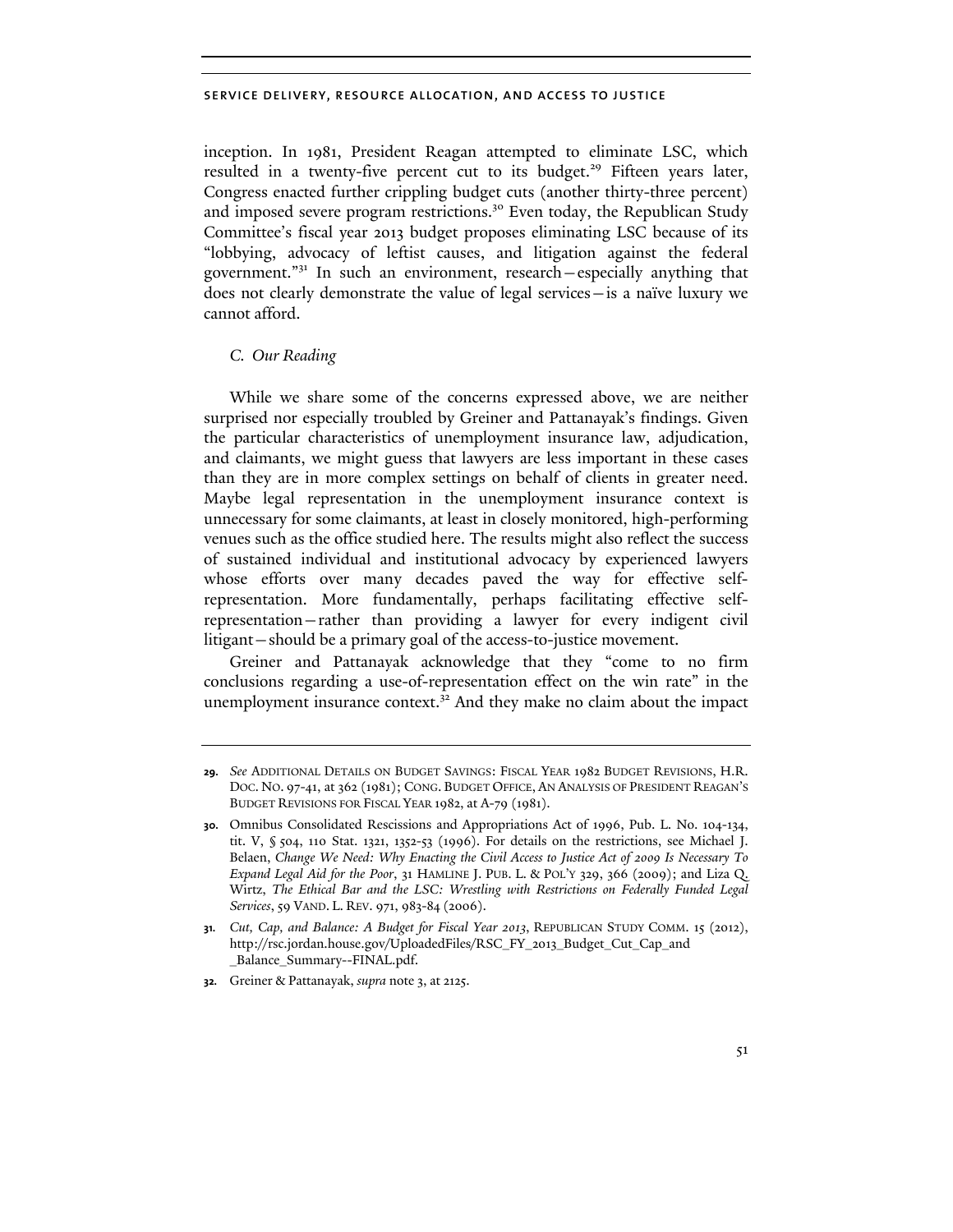inception. In 1981, President Reagan attempted to eliminate LSC, which resulted in a twenty-five percent cut to its budget.[29] Fifteen years later, Congress enacted further crippling budget cuts (another thirty-three percent) and imposed severe program restrictions.[30] Even today, the Republican Study Committee's fiscal year 2013 budget proposes eliminating LSC because of its "lobbying, advocacy of leftist causes, and litigation against the federal government."[31] In such an environment, research—especially anything that does not clearly demonstrate the value of legal services—is a naïve luxury we cannot afford.

### *C. Our Reading*

While we share some of the concerns expressed above, we are neither surprised nor especially troubled by Greiner and Pattanayak's findings. Given the particular characteristics of unemployment insurance law, adjudication, and claimants, we might guess that lawyers are less important in these cases than they are in more complex settings on behalf of clients in greater need. Maybe legal representation in the unemployment insurance context is unnecessary for some claimants, at least in closely monitored, high-performing venues such as the office studied here. The results might also reflect the success of sustained individual and institutional advocacy by experienced lawyers whose efforts over many decades paved the way for effective self-representation. More fundamentally, perhaps facilitating effective self-representation—rather than providing a lawyer for every indigent civil litigant—should be a primary goal of the access-to-justice movement.

Greiner and Pattanayak acknowledge that they "come to no firm conclusions regarding a use-of-representation effect on the win rate" in the unemployment insurance context.[32] And they make no claim about the impact

---

29. *See* Additional Details on Budget Savings: Fiscal Year 1982 Budget Revisions, H.R. Doc. No. 97-41, at 362 (1981); Cong. Budget Office, An Analysis of President Reagan's Budget Revisions for Fiscal Year 1982, at A-79 (1981).

30. Omnibus Consolidated Rescissions and Appropriations Act of 1996, Pub. L. No. 104-134, tit. V, § 504, 110 Stat. 1321, 1352-53 (1996). For details on the restrictions, see Michael J. Belaen, *Change We Need: Why Enacting the Civil Access to Justice Act of 2009 Is Necessary To Expand Legal Aid for the Poor*, 31 Hamline J. Pub. L. & Pol'y 329, 366 (2009); and Liza Q. Wirtz, *The Ethical Bar and the LSC: Wrestling with Restrictions on Federally Funded Legal Services*, 59 Vand. L. Rev. 971, 983-84 (2006).

31. *Cut, Cap, and Balance: A Budget for Fiscal Year 2013*, Republican Study Comm. 15 (2012), http://rsc.jordan.house.gov/UploadedFiles/RSC_FY_2013_Budget_Cut_Cap_and_Balance_Summary--FINAL.pdf.

32. Greiner & Pattanayak, *supra* note 3, at 2125.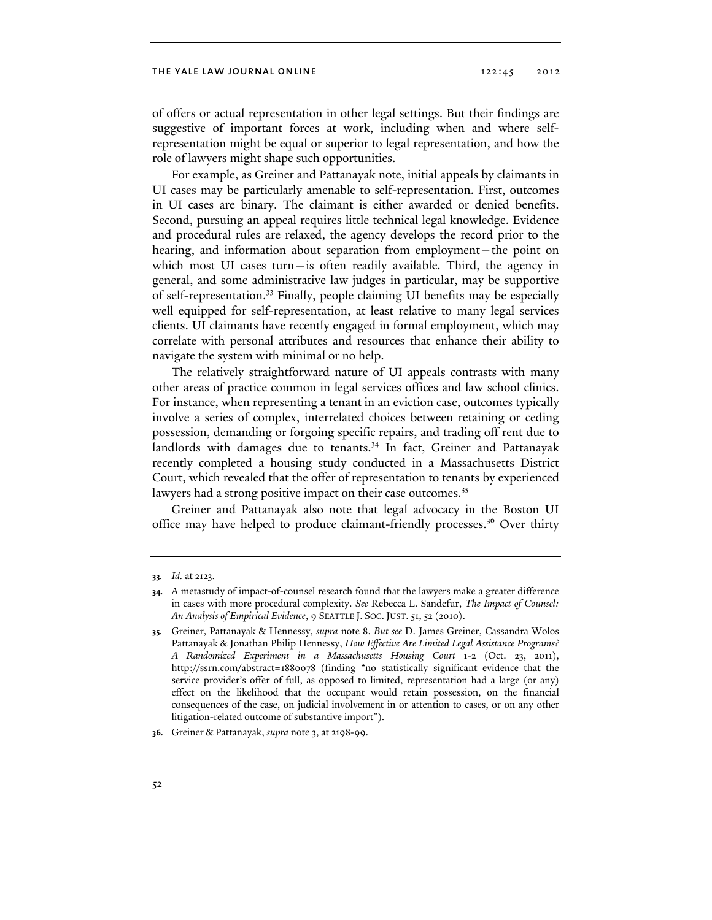of offers or actual representation in other legal settings. But their findings are suggestive of important forces at work, including when and where self-representation might be equal or superior to legal representation, and how the role of lawyers might shape such opportunities.

For example, as Greiner and Pattanayak note, initial appeals by claimants in UI cases may be particularly amenable to self-representation. First, outcomes in UI cases are binary. The claimant is either awarded or denied benefits. Second, pursuing an appeal requires little technical legal knowledge. Evidence and procedural rules are relaxed, the agency develops the record prior to the hearing, and information about separation from employment—the point on which most UI cases turn—is often readily available. Third, the agency in general, and some administrative law judges in particular, may be supportive of self-representation.[33] Finally, people claiming UI benefits may be especially well equipped for self-representation, at least relative to many legal services clients. UI claimants have recently engaged in formal employment, which may correlate with personal attributes and resources that enhance their ability to navigate the system with minimal or no help.

The relatively straightforward nature of UI appeals contrasts with many other areas of practice common in legal services offices and law school clinics. For instance, when representing a tenant in an eviction case, outcomes typically involve a series of complex, interrelated choices between retaining or ceding possession, demanding or forgoing specific repairs, and trading off rent due to landlords with damages due to tenants.[34] In fact, Greiner and Pattanayak recently completed a housing study conducted in a Massachusetts District Court, which revealed that the offer of representation to tenants by experienced lawyers had a strong positive impact on their case outcomes.[35]

Greiner and Pattanayak also note that legal advocacy in the Boston UI office may have helped to produce claimant-friendly processes.[36] Over thirty

---

33. *Id.* at 2123.

34. A metastudy of impact-of-counsel research found that the lawyers make a greater difference in cases with more procedural complexity. *See* Rebecca L. Sandefur, *The Impact of Counsel: An Analysis of Empirical Evidence*, 9 SEATTLE J. SOC. JUST. 51, 52 (2010).

35. Greiner, Pattanayak & Hennessy, *supra* note 8. *But see* D. James Greiner, Cassandra Wolos Pattanayak & Jonathan Philip Hennessy, *How Effective Are Limited Legal Assistance Programs? A Randomized Experiment in a Massachusetts Housing Court* 1-2 (Oct. 23, 2011), http://ssrn.com/abstract=1880078 (finding "no statistically significant evidence that the service provider's offer of full, as opposed to limited, representation had a large (or any) effect on the likelihood that the occupant would retain possession, on the financial consequences of the case, on judicial involvement in or attention to cases, or on any other litigation-related outcome of substantive import").

36. Greiner & Pattanayak, *supra* note 3, at 2198-99.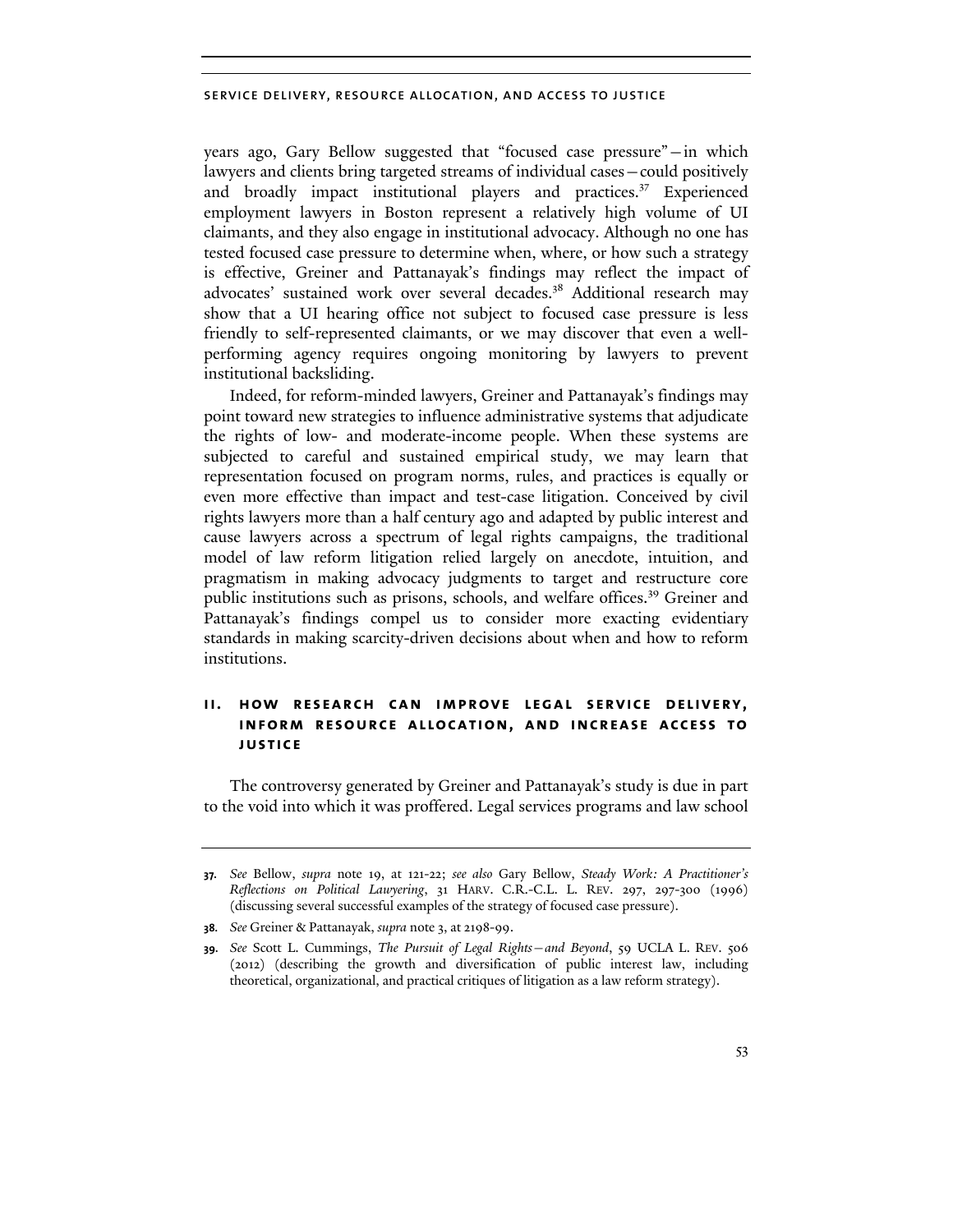years ago, Gary Bellow suggested that "focused case pressure"—in which lawyers and clients bring targeted streams of individual cases—could positively and broadly impact institutional players and practices.[37] Experienced employment lawyers in Boston represent a relatively high volume of UI claimants, and they also engage in institutional advocacy. Although no one has tested focused case pressure to determine when, where, or how such a strategy is effective, Greiner and Pattanayak's findings may reflect the impact of advocates' sustained work over several decades.[38] Additional research may show that a UI hearing office not subject to focused case pressure is less friendly to self-represented claimants, or we may discover that even a well-performing agency requires ongoing monitoring by lawyers to prevent institutional backsliding.

Indeed, for reform-minded lawyers, Greiner and Pattanayak's findings may point toward new strategies to influence administrative systems that adjudicate the rights of low- and moderate-income people. When these systems are subjected to careful and sustained empirical study, we may learn that representation focused on program norms, rules, and practices is equally or even more effective than impact and test-case litigation. Conceived by civil rights lawyers more than a half century ago and adapted by public interest and cause lawyers across a spectrum of legal rights campaigns, the traditional model of law reform litigation relied largely on anecdote, intuition, and pragmatism in making advocacy judgments to target and restructure core public institutions such as prisons, schools, and welfare offices.[39] Greiner and Pattanayak's findings compel us to consider more exacting evidentiary standards in making scarcity-driven decisions about when and how to reform institutions.

## II. HOW RESEARCH CAN IMPROVE LEGAL SERVICE DELIVERY, INFORM RESOURCE ALLOCATION, AND INCREASE ACCESS TO JUSTICE

The controversy generated by Greiner and Pattanayak's study is due in part to the void into which it was proffered. Legal services programs and law school

---

37. *See* Bellow, *supra* note 19, at 121-22; *see also* Gary Bellow, *Steady Work: A Practitioner's Reflections on Political Lawyering*, 31 HARV. C.R.-C.L. L. REV. 297, 297-300 (1996) (discussing several successful examples of the strategy of focused case pressure).

38. *See* Greiner & Pattanayak, *supra* note 3, at 2198-99.

39. *See* Scott L. Cummings, *The Pursuit of Legal Rights—and Beyond*, 59 UCLA L. REV. 506 (2012) (describing the growth and diversification of public interest law, including theoretical, organizational, and practical critiques of litigation as a law reform strategy).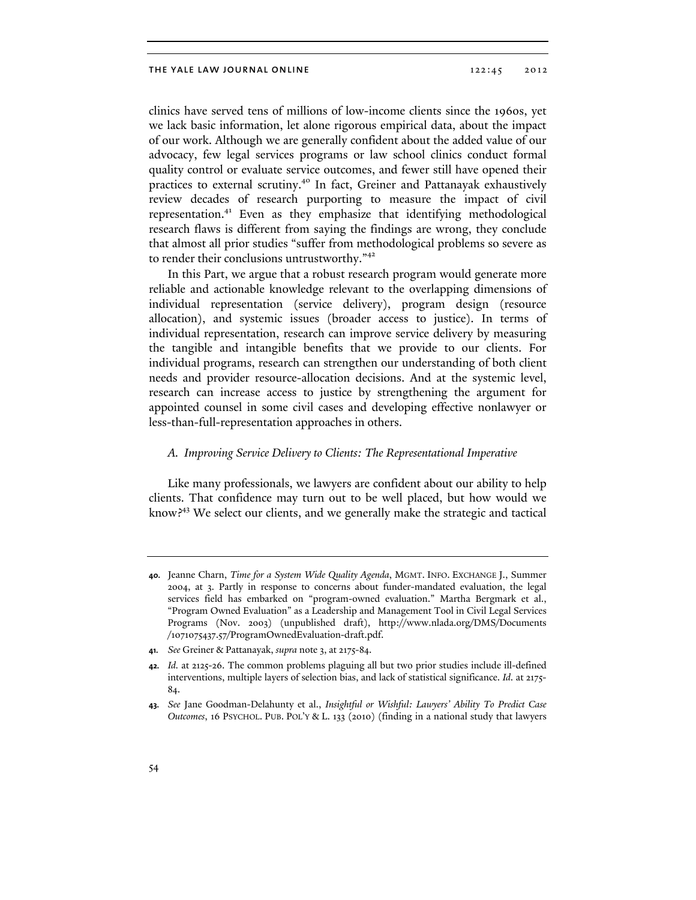clinics have served tens of millions of low-income clients since the 1960s, yet we lack basic information, let alone rigorous empirical data, about the impact of our work. Although we are generally confident about the added value of our advocacy, few legal services programs or law school clinics conduct formal quality control or evaluate service outcomes, and fewer still have opened their practices to external scrutiny.[40] In fact, Greiner and Pattanayak exhaustively review decades of research purporting to measure the impact of civil representation.[41] Even as they emphasize that identifying methodological research flaws is different from saying the findings are wrong, they conclude that almost all prior studies "suffer from methodological problems so severe as to render their conclusions untrustworthy."[42]

In this Part, we argue that a robust research program would generate more reliable and actionable knowledge relevant to the overlapping dimensions of individual representation (service delivery), program design (resource allocation), and systemic issues (broader access to justice). In terms of individual representation, research can improve service delivery by measuring the tangible and intangible benefits that we provide to our clients. For individual programs, research can strengthen our understanding of both client needs and provider resource-allocation decisions. And at the systemic level, research can increase access to justice by strengthening the argument for appointed counsel in some civil cases and developing effective nonlawyer or less-than-full-representation approaches in others.

### *A. Improving Service Delivery to Clients: The Representational Imperative*

Like many professionals, we lawyers are confident about our ability to help clients. That confidence may turn out to be well placed, but how would we know?[43] We select our clients, and we generally make the strategic and tactical

---

**40.** Jeanne Charn, *Time for a System Wide Quality Agenda*, MGMT. INFO. EXCHANGE J., Summer 2004, at 3. Partly in response to concerns about funder-mandated evaluation, the legal services field has embarked on "program-owned evaluation." Martha Bergmark et al., "Program Owned Evaluation" as a Leadership and Management Tool in Civil Legal Services Programs (Nov. 2003) (unpublished draft), http://www.nlada.org/DMS/Documents/1071075437.57/ProgramOwnedEvaluation-draft.pdf.

**41.** *See* Greiner & Pattanayak, *supra* note 3, at 2175-84.

**42.** *Id.* at 2125-26. The common problems plaguing all but two prior studies include ill-defined interventions, multiple layers of selection bias, and lack of statistical significance. *Id.* at 2175-84.

**43.** *See* Jane Goodman-Delahunty et al., *Insightful or Wishful: Lawyers' Ability To Predict Case Outcomes*, 16 PSYCHOL. PUB. POL'Y & L. 133 (2010) (finding in a national study that lawyers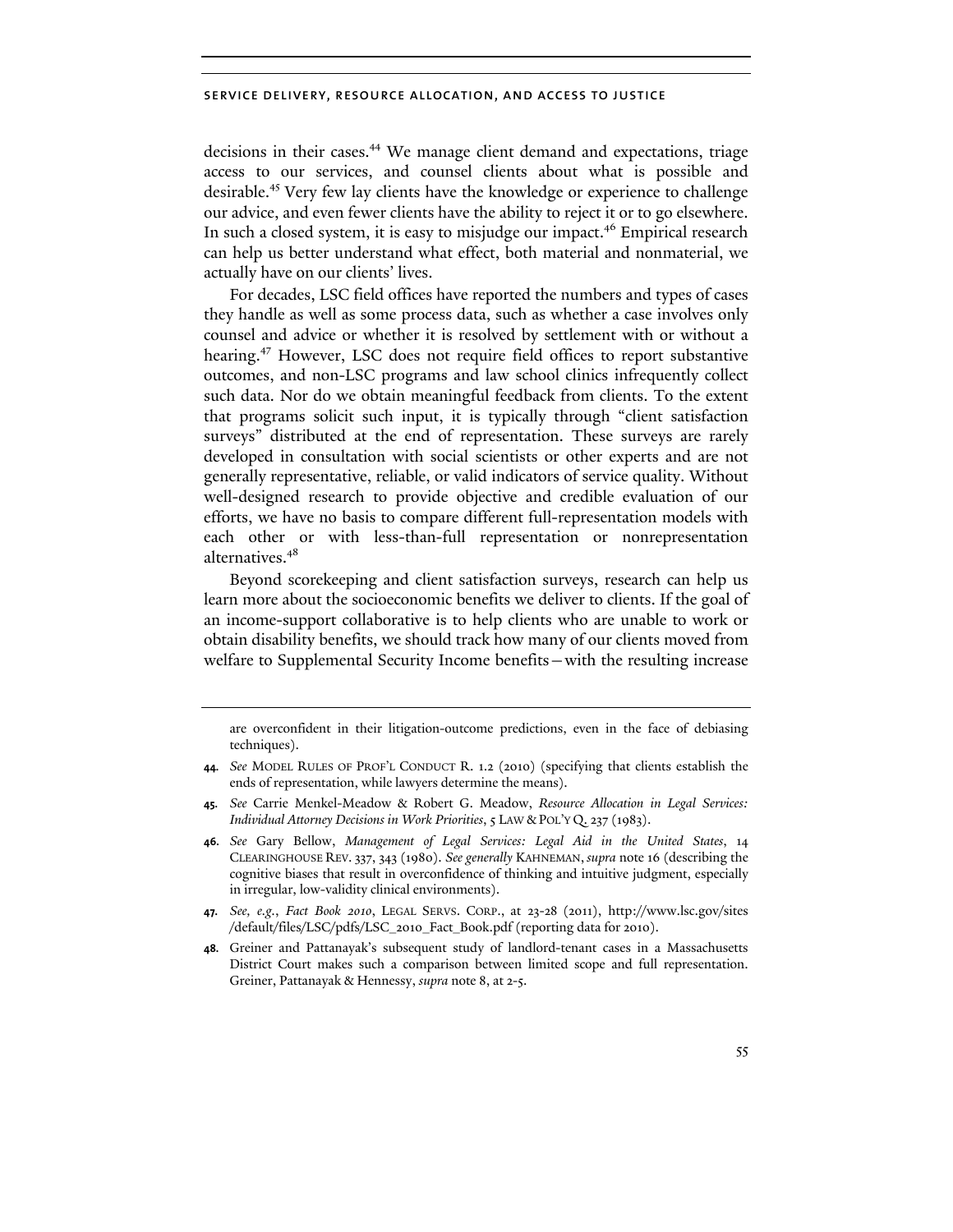decisions in their cases.[44] We manage client demand and expectations, triage access to our services, and counsel clients about what is possible and desirable.[45] Very few lay clients have the knowledge or experience to challenge our advice, and even fewer clients have the ability to reject it or to go elsewhere. In such a closed system, it is easy to misjudge our impact.[46] Empirical research can help us better understand what effect, both material and nonmaterial, we actually have on our clients' lives.

For decades, LSC field offices have reported the numbers and types of cases they handle as well as some process data, such as whether a case involves only counsel and advice or whether it is resolved by settlement with or without a hearing.[47] However, LSC does not require field offices to report substantive outcomes, and non-LSC programs and law school clinics infrequently collect such data. Nor do we obtain meaningful feedback from clients. To the extent that programs solicit such input, it is typically through "client satisfaction surveys" distributed at the end of representation. These surveys are rarely developed in consultation with social scientists or other experts and are not generally representative, reliable, or valid indicators of service quality. Without well-designed research to provide objective and credible evaluation of our efforts, we have no basis to compare different full-representation models with each other or with less-than-full representation or nonrepresentation alternatives.[48]

Beyond scorekeeping and client satisfaction surveys, research can help us learn more about the socioeconomic benefits we deliver to clients. If the goal of an income-support collaborative is to help clients who are unable to work or obtain disability benefits, we should track how many of our clients moved from welfare to Supplemental Security Income benefits—with the resulting increase

---

are overconfident in their litigation-outcome predictions, even in the face of debiasing techniques).

44. *See* MODEL RULES OF PROF'L CONDUCT R. 1.2 (2010) (specifying that clients establish the ends of representation, while lawyers determine the means).

45. *See* Carrie Menkel-Meadow & Robert G. Meadow, *Resource Allocation in Legal Services: Individual Attorney Decisions in Work Priorities*, 5 LAW & POL'Y Q. 237 (1983).

46. *See* Gary Bellow, *Management of Legal Services: Legal Aid in the United States*, 14 CLEARINGHOUSE REV. 337, 343 (1980). *See generally* KAHNEMAN, *supra* note 16 (describing the cognitive biases that result in overconfidence of thinking and intuitive judgment, especially in irregular, low-validity clinical environments).

47. *See, e.g.*, *Fact Book 2010*, LEGAL SERVS. CORP., at 23-28 (2011), http://www.lsc.gov/sites/default/files/LSC/pdfs/LSC_2010_Fact_Book.pdf (reporting data for 2010).

48. Greiner and Pattanayak's subsequent study of landlord-tenant cases in a Massachusetts District Court makes such a comparison between limited scope and full representation. Greiner, Pattanayak & Hennessy, *supra* note 8, at 2-5.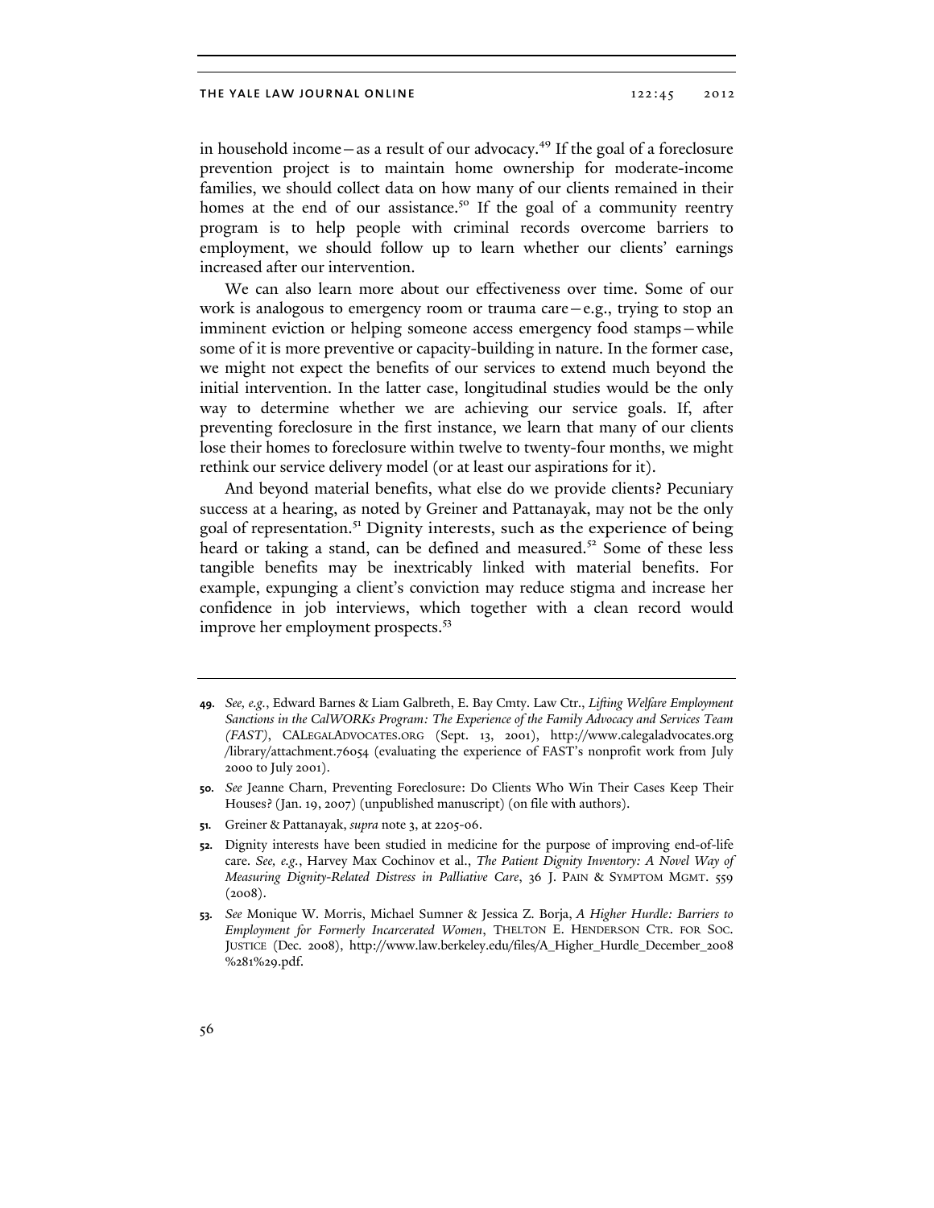in household income—as a result of our advocacy.[49] If the goal of a foreclosure prevention project is to maintain home ownership for moderate-income families, we should collect data on how many of our clients remained in their homes at the end of our assistance.[50] If the goal of a community reentry program is to help people with criminal records overcome barriers to employment, we should follow up to learn whether our clients' earnings increased after our intervention.

We can also learn more about our effectiveness over time. Some of our work is analogous to emergency room or trauma care—e.g., trying to stop an imminent eviction or helping someone access emergency food stamps—while some of it is more preventive or capacity-building in nature. In the former case, we might not expect the benefits of our services to extend much beyond the initial intervention. In the latter case, longitudinal studies would be the only way to determine whether we are achieving our service goals. If, after preventing foreclosure in the first instance, we learn that many of our clients lose their homes to foreclosure within twelve to twenty-four months, we might rethink our service delivery model (or at least our aspirations for it).

And beyond material benefits, what else do we provide clients? Pecuniary success at a hearing, as noted by Greiner and Pattanayak, may not be the only goal of representation.[51] Dignity interests, such as the experience of being heard or taking a stand, can be defined and measured.[52] Some of these less tangible benefits may be inextricably linked with material benefits. For example, expunging a client's conviction may reduce stigma and increase her confidence in job interviews, which together with a clean record would improve her employment prospects.[53]

---

**49.** *See, e.g.*, Edward Barnes & Liam Galbreth, E. Bay Cmty. Law Ctr., *Lifting Welfare Employment Sanctions in the CalWORKs Program: The Experience of the Family Advocacy and Services Team (FAST)*, CALEGALADVOCATES.ORG (Sept. 13, 2001), http://www.calegaladvocates.org/library/attachment.76054 (evaluating the experience of FAST's nonprofit work from July 2000 to July 2001).

**50.** *See* Jeanne Charn, Preventing Foreclosure: Do Clients Who Win Their Cases Keep Their Houses? (Jan. 19, 2007) (unpublished manuscript) (on file with authors).

**51.** Greiner & Pattanayak, *supra* note 3, at 2205-06.

**52.** Dignity interests have been studied in medicine for the purpose of improving end-of-life care. *See, e.g.*, Harvey Max Cochinov et al., *The Patient Dignity Inventory: A Novel Way of Measuring Dignity-Related Distress in Palliative Care*, 36 J. PAIN & SYMPTOM MGMT. 559 (2008).

**53.** *See* Monique W. Morris, Michael Sumner & Jessica Z. Borja, *A Higher Hurdle: Barriers to Employment for Formerly Incarcerated Women*, THELTON E. HENDERSON CTR. FOR SOC. JUSTICE (Dec. 2008), http://www.law.berkeley.edu/files/A_Higher_Hurdle_December_2008%281%29.pdf.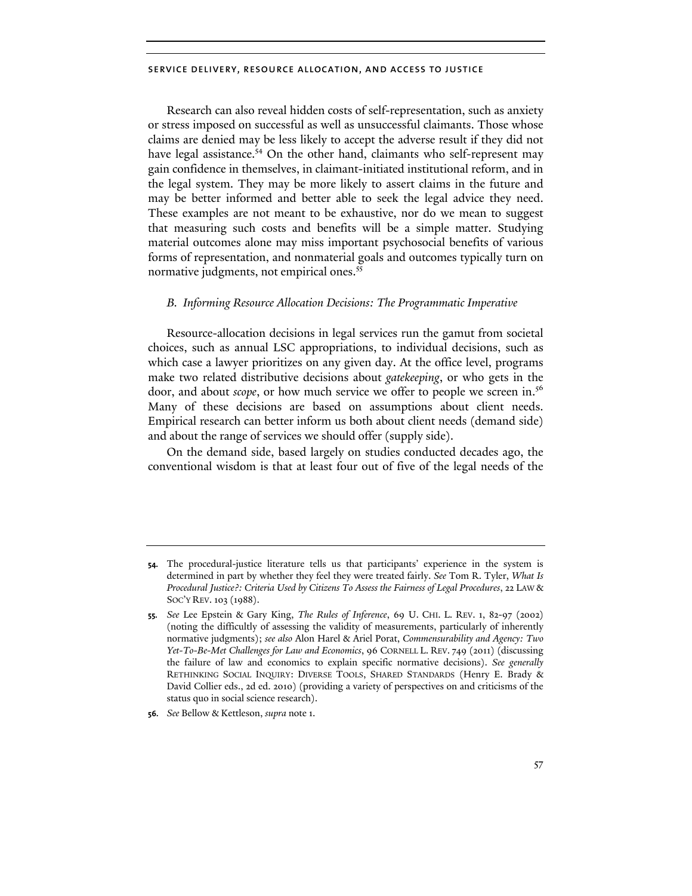Research can also reveal hidden costs of self-representation, such as anxiety or stress imposed on successful as well as unsuccessful claimants. Those whose claims are denied may be less likely to accept the adverse result if they did not have legal assistance.[54] On the other hand, claimants who self-represent may gain confidence in themselves, in claimant-initiated institutional reform, and in the legal system. They may be more likely to assert claims in the future and may be better informed and better able to seek the legal advice they need. These examples are not meant to be exhaustive, nor do we mean to suggest that measuring such costs and benefits will be a simple matter. Studying material outcomes alone may miss important psychosocial benefits of various forms of representation, and nonmaterial goals and outcomes typically turn on normative judgments, not empirical ones.[55]

### *B. Informing Resource Allocation Decisions: The Programmatic Imperative*

Resource-allocation decisions in legal services run the gamut from societal choices, such as annual LSC appropriations, to individual decisions, such as which case a lawyer prioritizes on any given day. At the office level, programs make two related distributive decisions about *gatekeeping*, or who gets in the door, and about *scope*, or how much service we offer to people we screen in.[56] Many of these decisions are based on assumptions about client needs. Empirical research can better inform us both about client needs (demand side) and about the range of services we should offer (supply side).

On the demand side, based largely on studies conducted decades ago, the conventional wisdom is that at least four out of five of the legal needs of the

---

**54.** The procedural-justice literature tells us that participants' experience in the system is determined in part by whether they feel they were treated fairly. *See* Tom R. Tyler, *What Is Procedural Justice?: Criteria Used by Citizens To Assess the Fairness of Legal Procedures*, 22 LAW & SOC'Y REV. 103 (1988).

**55.** *See* Lee Epstein & Gary King, *The Rules of Inference*, 69 U. CHI. L. REV. 1, 82-97 (2002) (noting the difficultly of assessing the validity of measurements, particularly of inherently normative judgments); *see also* Alon Harel & Ariel Porat, *Commensurability and Agency: Two Yet-To-Be-Met Challenges for Law and Economics*, 96 CORNELL L. REV. 749 (2011) (discussing the failure of law and economics to explain specific normative decisions). *See generally* RETHINKING SOCIAL INQUIRY: DIVERSE TOOLS, SHARED STANDARDS (Henry E. Brady & David Collier eds., 2d ed. 2010) (providing a variety of perspectives on and criticisms of the status quo in social science research).

**56.** *See* Bellow & Kettleson, *supra* note 1.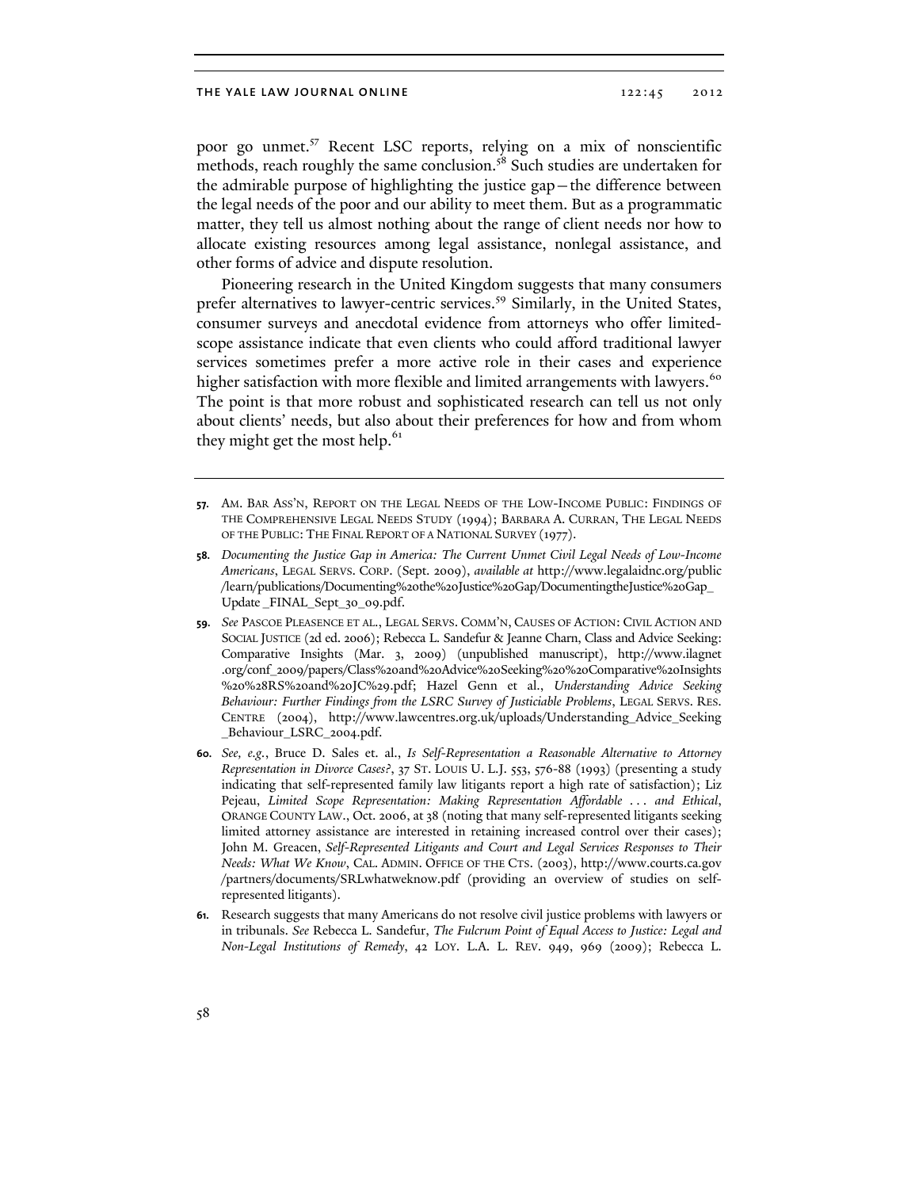poor go unmet.[57] Recent LSC reports, relying on a mix of nonscientific methods, reach roughly the same conclusion.[58] Such studies are undertaken for the admirable purpose of highlighting the justice gap—the difference between the legal needs of the poor and our ability to meet them. But as a programmatic matter, they tell us almost nothing about the range of client needs nor how to allocate existing resources among legal assistance, nonlegal assistance, and other forms of advice and dispute resolution.

Pioneering research in the United Kingdom suggests that many consumers prefer alternatives to lawyer-centric services.[59] Similarly, in the United States, consumer surveys and anecdotal evidence from attorneys who offer limited-scope assistance indicate that even clients who could afford traditional lawyer services sometimes prefer a more active role in their cases and experience higher satisfaction with more flexible and limited arrangements with lawyers.[60] The point is that more robust and sophisticated research can tell us not only about clients' needs, but also about their preferences for how and from whom they might get the most help.[61]

---

**57.** AM. BAR ASS'N, REPORT ON THE LEGAL NEEDS OF THE LOW-INCOME PUBLIC: FINDINGS OF THE COMPREHENSIVE LEGAL NEEDS STUDY (1994); BARBARA A. CURRAN, THE LEGAL NEEDS OF THE PUBLIC: THE FINAL REPORT OF A NATIONAL SURVEY (1977).

**58.** *Documenting the Justice Gap in America: The Current Unmet Civil Legal Needs of Low-Income Americans*, LEGAL SERVS. CORP. (Sept. 2009), *available at* http://www.legalaidnc.org/public/learn/publications/Documenting%20the%20Justice%20Gap/DocumentingtheJustice%20Gap_Update_FINAL_Sept_30_09.pdf.

**59.** *See* PASCOE PLEASENCE ET AL., LEGAL SERVS. COMM'N, CAUSES OF ACTION: CIVIL ACTION AND SOCIAL JUSTICE (2d ed. 2006); Rebecca L. Sandefur & Jeanne Charn, Class and Advice Seeking: Comparative Insights (Mar. 3, 2009) (unpublished manuscript), http://www.ilagnet.org/conf_2009/papers/Class%20and%20Advice%20Seeking%20%20Comparative%20Insights%20%28RS%20and%20JC%29.pdf; Hazel Genn et al., *Understanding Advice Seeking Behaviour: Further Findings from the LSRC Survey of Justiciable Problems*, LEGAL SERVS. RES. CENTRE (2004), http://www.lawcentres.org.uk/uploads/Understanding_Advice_Seeking_Behaviour_LSRC_2004.pdf.

**60.** *See, e.g.*, Bruce D. Sales et. al., *Is Self-Representation a Reasonable Alternative to Attorney Representation in Divorce Cases?*, 37 ST. LOUIS U. L.J. 553, 576-88 (1993) (presenting a study indicating that self-represented family law litigants report a high rate of satisfaction); Liz Pejeau, *Limited Scope Representation: Making Representation Affordable . . . and Ethical*, ORANGE COUNTY LAW., Oct. 2006, at 38 (noting that many self-represented litigants seeking limited attorney assistance are interested in retaining increased control over their cases); John M. Greacen, *Self-Represented Litigants and Court and Legal Services Responses to Their Needs: What We Know*, CAL. ADMIN. OFFICE OF THE CTS. (2003), http://www.courts.ca.gov/partners/documents/SRLwhatweknow.pdf (providing an overview of studies on self-represented litigants).

**61.** Research suggests that many Americans do not resolve civil justice problems with lawyers or in tribunals. *See* Rebecca L. Sandefur, *The Fulcrum Point of Equal Access to Justice: Legal and Non-Legal Institutions of Remedy*, 42 LOY. L.A. L. REV. 949, 969 (2009); Rebecca L.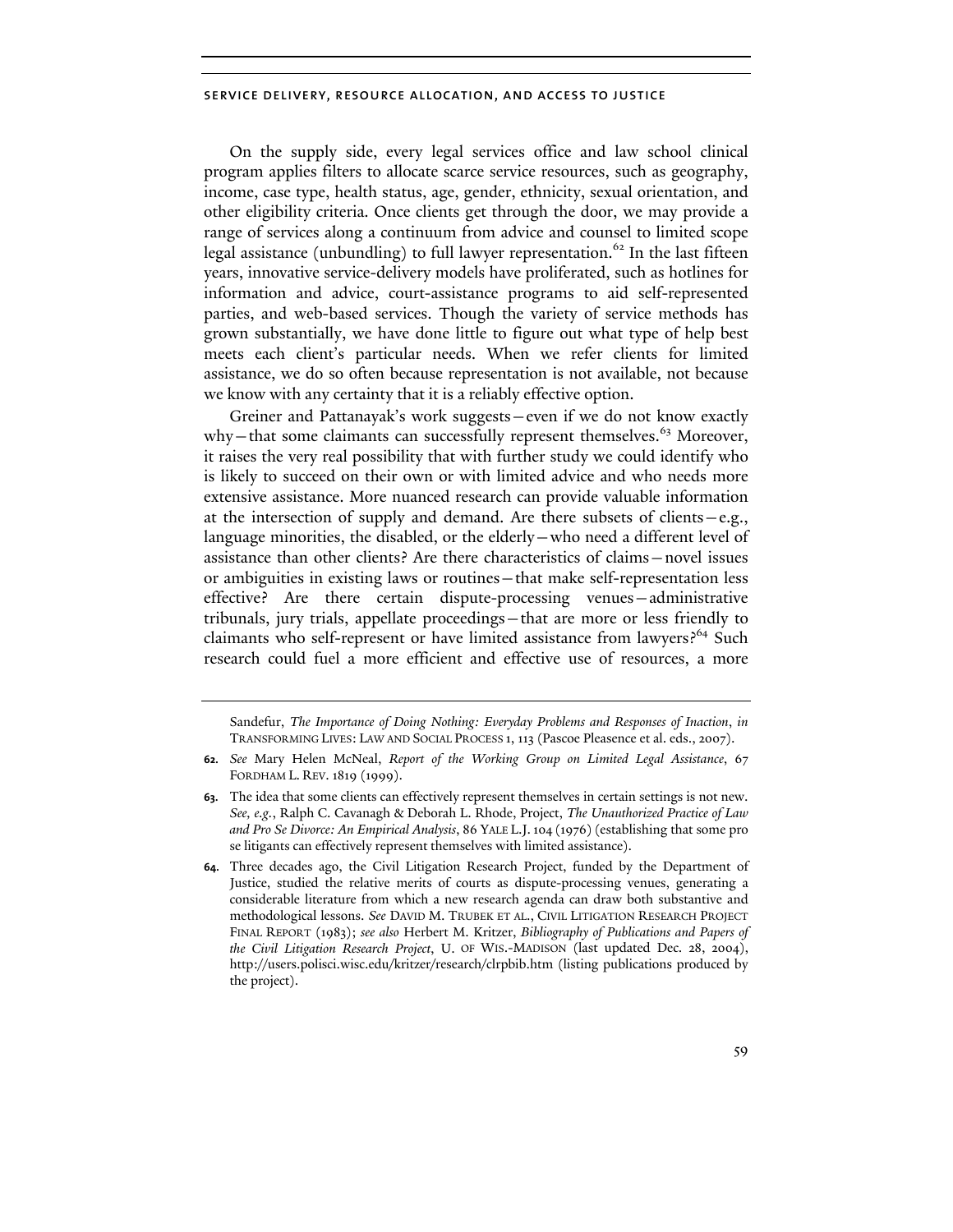On the supply side, every legal services office and law school clinical program applies filters to allocate scarce service resources, such as geography, income, case type, health status, age, gender, ethnicity, sexual orientation, and other eligibility criteria. Once clients get through the door, we may provide a range of services along a continuum from advice and counsel to limited scope legal assistance (unbundling) to full lawyer representation.[62] In the last fifteen years, innovative service-delivery models have proliferated, such as hotlines for information and advice, court-assistance programs to aid self-represented parties, and web-based services. Though the variety of service methods has grown substantially, we have done little to figure out what type of help best meets each client's particular needs. When we refer clients for limited assistance, we do so often because representation is not available, not because we know with any certainty that it is a reliably effective option.

Greiner and Pattanayak's work suggests—even if we do not know exactly why—that some claimants can successfully represent themselves.[63] Moreover, it raises the very real possibility that with further study we could identify who is likely to succeed on their own or with limited advice and who needs more extensive assistance. More nuanced research can provide valuable information at the intersection of supply and demand. Are there subsets of clients—e.g., language minorities, the disabled, or the elderly—who need a different level of assistance than other clients? Are there characteristics of claims—novel issues or ambiguities in existing laws or routines—that make self-representation less effective? Are there certain dispute-processing venues—administrative tribunals, jury trials, appellate proceedings—that are more or less friendly to claimants who self-represent or have limited assistance from lawyers?[64] Such research could fuel a more efficient and effective use of resources, a more

---

Sandefur, *The Importance of Doing Nothing: Everyday Problems and Responses of Inaction*, *in* TRANSFORMING LIVES: LAW AND SOCIAL PROCESS 1, 113 (Pascoe Pleasence et al. eds., 2007).

**62.** *See* Mary Helen McNeal, *Report of the Working Group on Limited Legal Assistance*, 67 FORDHAM L. REV. 1819 (1999).

**63.** The idea that some clients can effectively represent themselves in certain settings is not new. *See, e.g.*, Ralph C. Cavanagh & Deborah L. Rhode, Project, *The Unauthorized Practice of Law and Pro Se Divorce: An Empirical Analysis*, 86 YALE L.J. 104 (1976) (establishing that some pro se litigants can effectively represent themselves with limited assistance).

**64.** Three decades ago, the Civil Litigation Research Project, funded by the Department of Justice, studied the relative merits of courts as dispute-processing venues, generating a considerable literature from which a new research agenda can draw both substantive and methodological lessons. *See* DAVID M. TRUBEK ET AL., CIVIL LITIGATION RESEARCH PROJECT FINAL REPORT (1983); *see also* Herbert M. Kritzer, *Bibliography of Publications and Papers of the Civil Litigation Research Project*, U. OF WIS.-MADISON (last updated Dec. 28, 2004), http://users.polisci.wisc.edu/kritzer/research/clrpbib.htm (listing publications produced by the project).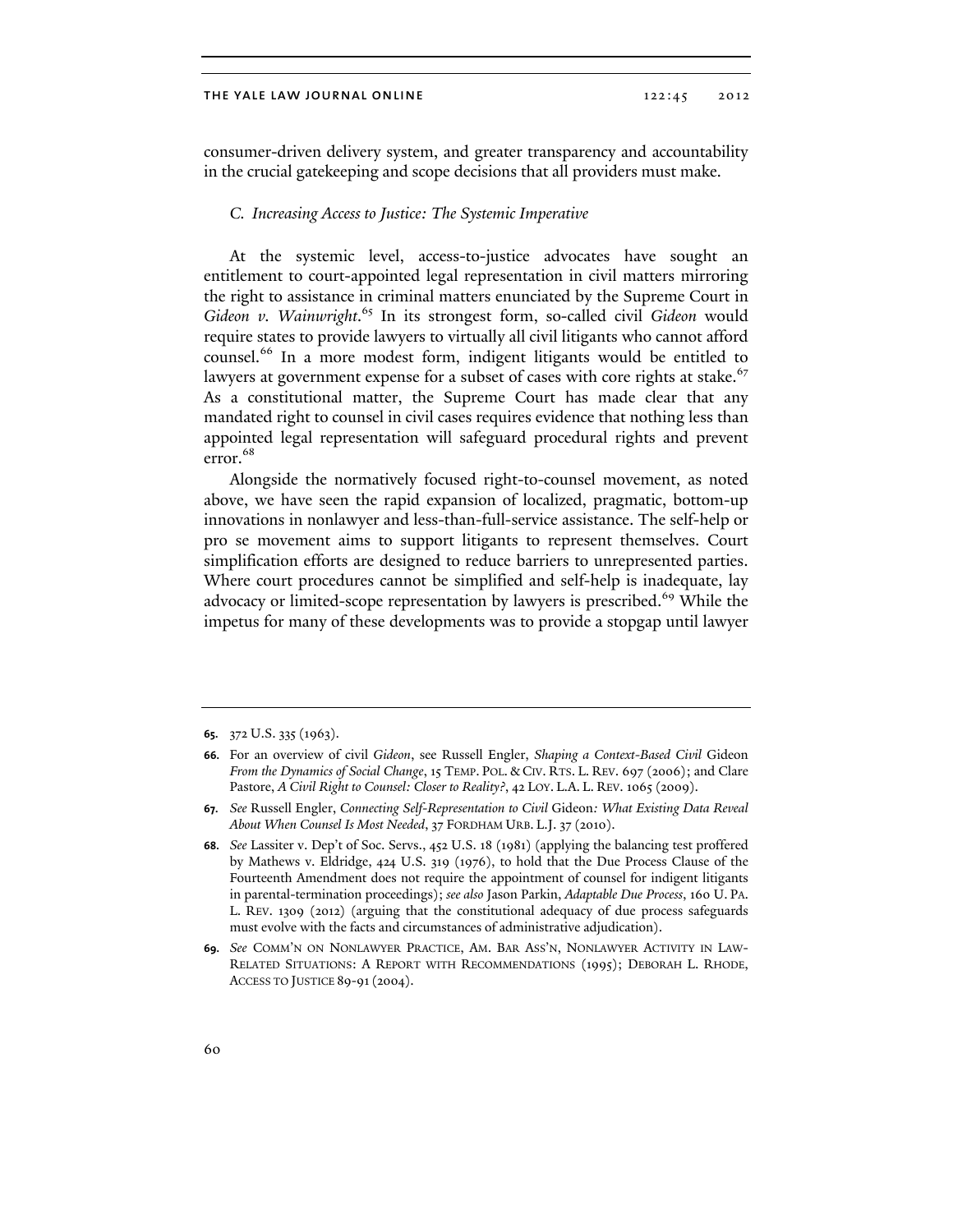consumer-driven delivery system, and greater transparency and accountability in the crucial gatekeeping and scope decisions that all providers must make.

### *C. Increasing Access to Justice: The Systemic Imperative*

At the systemic level, access-to-justice advocates have sought an entitlement to court-appointed legal representation in civil matters mirroring the right to assistance in criminal matters enunciated by the Supreme Court in *Gideon v. Wainwright*.[65] In its strongest form, so-called civil *Gideon* would require states to provide lawyers to virtually all civil litigants who cannot afford counsel.[66] In a more modest form, indigent litigants would be entitled to lawyers at government expense for a subset of cases with core rights at stake.[67] As a constitutional matter, the Supreme Court has made clear that any mandated right to counsel in civil cases requires evidence that nothing less than appointed legal representation will safeguard procedural rights and prevent error.[68]

Alongside the normatively focused right-to-counsel movement, as noted above, we have seen the rapid expansion of localized, pragmatic, bottom-up innovations in nonlawyer and less-than-full-service assistance. The self-help or pro se movement aims to support litigants to represent themselves. Court simplification efforts are designed to reduce barriers to unrepresented parties. Where court procedures cannot be simplified and self-help is inadequate, lay advocacy or limited-scope representation by lawyers is prescribed.[69] While the impetus for many of these developments was to provide a stopgap until lawyer

---

**65.** 372 U.S. 335 (1963).

**66.** For an overview of civil *Gideon*, see Russell Engler, *Shaping a Context-Based Civil* Gideon *From the Dynamics of Social Change*, 15 TEMP. POL. & CIV. RTS. L. REV. 697 (2006); and Clare Pastore, *A Civil Right to Counsel: Closer to Reality?*, 42 LOY. L.A. L. REV. 1065 (2009).

**67.** *See* Russell Engler, *Connecting Self-Representation to Civil* Gideon*: What Existing Data Reveal About When Counsel Is Most Needed*, 37 FORDHAM URB. L.J. 37 (2010).

**68.** *See* Lassiter v. Dep't of Soc. Servs., 452 U.S. 18 (1981) (applying the balancing test proffered by Mathews v. Eldridge, 424 U.S. 319 (1976), to hold that the Due Process Clause of the Fourteenth Amendment does not require the appointment of counsel for indigent litigants in parental-termination proceedings); *see also* Jason Parkin, *Adaptable Due Process*, 160 U. PA. L. REV. 1309 (2012) (arguing that the constitutional adequacy of due process safeguards must evolve with the facts and circumstances of administrative adjudication).

**69.** *See* COMM'N ON NONLAWYER PRACTICE, AM. BAR ASS'N, NONLAWYER ACTIVITY IN LAW-RELATED SITUATIONS: A REPORT WITH RECOMMENDATIONS (1995); DEBORAH L. RHODE, ACCESS TO JUSTICE 89-91 (2004).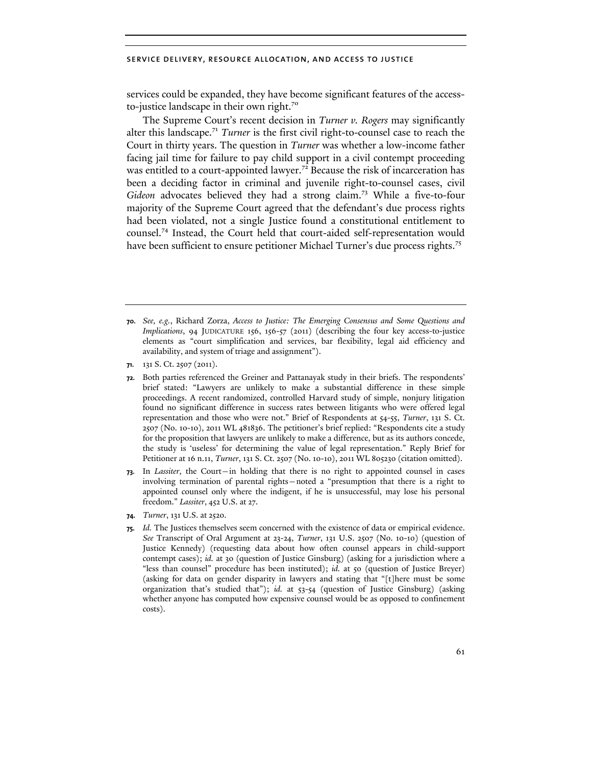services could be expanded, they have become significant features of the access-to-justice landscape in their own right.[70]

The Supreme Court's recent decision in *Turner v. Rogers* may significantly alter this landscape.[71] *Turner* is the first civil right-to-counsel case to reach the Court in thirty years. The question in *Turner* was whether a low-income father facing jail time for failure to pay child support in a civil contempt proceeding was entitled to a court-appointed lawyer.[72] Because the risk of incarceration has been a deciding factor in criminal and juvenile right-to-counsel cases, civil *Gideon* advocates believed they had a strong claim.[73] While a five-to-four majority of the Supreme Court agreed that the defendant's due process rights had been violated, not a single Justice found a constitutional entitlement to counsel.[74] Instead, the Court held that court-aided self-representation would have been sufficient to ensure petitioner Michael Turner's due process rights.[75]

---

**70.** *See, e.g.*, Richard Zorza, *Access to Justice: The Emerging Consensus and Some Questions and Implications*, 94 JUDICATURE 156, 156-57 (2011) (describing the four key access-to-justice elements as "court simplification and services, bar flexibility, legal aid efficiency and availability, and system of triage and assignment").

**71.** 131 S. Ct. 2507 (2011).

**72.** Both parties referenced the Greiner and Pattanayak study in their briefs. The respondents' brief stated: "Lawyers are unlikely to make a substantial difference in these simple proceedings. A recent randomized, controlled Harvard study of simple, nonjury litigation found no significant difference in success rates between litigants who were offered legal representation and those who were not." Brief of Respondents at 54-55, *Turner*, 131 S. Ct. 2507 (No. 10-10), 2011 WL 481836. The petitioner's brief replied: "Respondents cite a study for the proposition that lawyers are unlikely to make a difference, but as its authors concede, the study is 'useless' for determining the value of legal representation." Reply Brief for Petitioner at 16 n.11, *Turner*, 131 S. Ct. 2507 (No. 10-10), 2011 WL 805230 (citation omitted).

**73.** In *Lassiter*, the Court—in holding that there is no right to appointed counsel in cases involving termination of parental rights—noted a "presumption that there is a right to appointed counsel only where the indigent, if he is unsuccessful, may lose his personal freedom." *Lassiter*, 452 U.S. at 27.

**74.** *Turner*, 131 U.S. at 2520.

**75.** *Id.* The Justices themselves seem concerned with the existence of data or empirical evidence. *See* Transcript of Oral Argument at 23-24, *Turner*, 131 U.S. 2507 (No. 10-10) (question of Justice Kennedy) (requesting data about how often counsel appears in child-support contempt cases); *id.* at 30 (question of Justice Ginsburg) (asking for a jurisdiction where a "less than counsel" procedure has been instituted); *id.* at 50 (question of Justice Breyer) (asking for data on gender disparity in lawyers and stating that "[t]here must be some organization that's studied that"); *id.* at 53-54 (question of Justice Ginsburg) (asking whether anyone has computed how expensive counsel would be as opposed to confinement costs).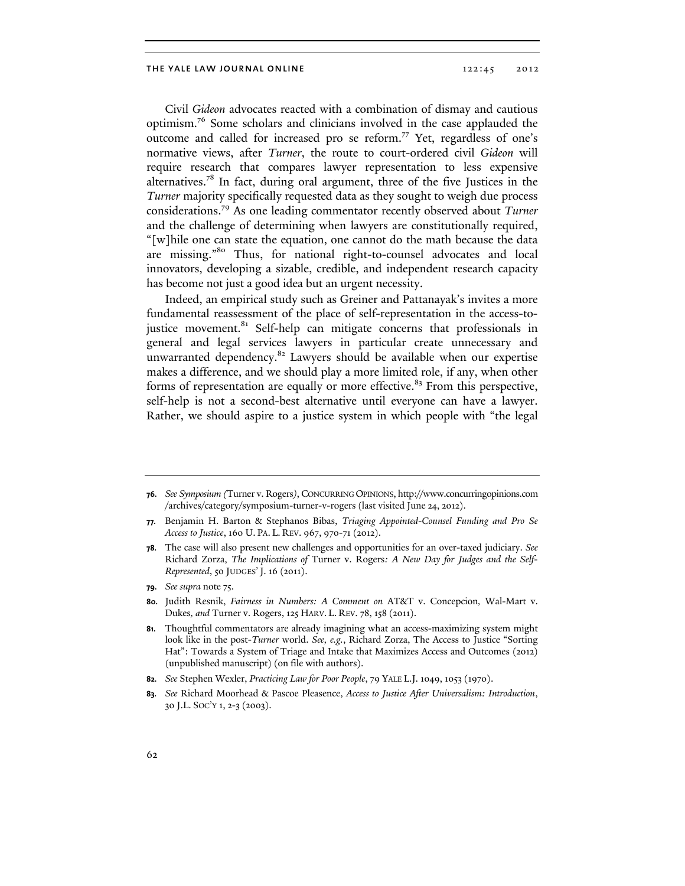Civil *Gideon* advocates reacted with a combination of dismay and cautious optimism.[76] Some scholars and clinicians involved in the case applauded the outcome and called for increased pro se reform.[77] Yet, regardless of one's normative views, after *Turner*, the route to court-ordered civil *Gideon* will require research that compares lawyer representation to less expensive alternatives.[78] In fact, during oral argument, three of the five Justices in the *Turner* majority specifically requested data as they sought to weigh due process considerations.[79] As one leading commentator recently observed about *Turner* and the challenge of determining when lawyers are constitutionally required, "[w]hile one can state the equation, one cannot do the math because the data are missing."[80] Thus, for national right-to-counsel advocates and local innovators, developing a sizable, credible, and independent research capacity has become not just a good idea but an urgent necessity.

Indeed, an empirical study such as Greiner and Pattanayak's invites a more fundamental reassessment of the place of self-representation in the access-to-justice movement.[81] Self-help can mitigate concerns that professionals in general and legal services lawyers in particular create unnecessary and unwarranted dependency.[82] Lawyers should be available when our expertise makes a difference, and we should play a more limited role, if any, when other forms of representation are equally or more effective.[83] From this perspective, self-help is not a second-best alternative until everyone can have a lawyer. Rather, we should aspire to a justice system in which people with "the legal

---

**76.** *See Symposium (*Turner v. Rogers*)*, CONCURRING OPINIONS, http://www.concurringopinions.com/archives/category/symposium-turner-v-rogers (last visited June 24, 2012).

**77.** Benjamin H. Barton & Stephanos Bibas, *Triaging Appointed-Counsel Funding and Pro Se Access to Justice*, 160 U. PA. L. REV. 967, 970-71 (2012).

**78.** The case will also present new challenges and opportunities for an over-taxed judiciary. *See* Richard Zorza, *The Implications of* Turner v. Rogers*: A New Day for Judges and the Self-Represented*, 50 JUDGES' J. 16 (2011).

**79.** *See supra* note 75.

**80.** Judith Resnik, *Fairness in Numbers: A Comment on* AT&T v. Concepcion*,* Wal-Mart v. Dukes*, and* Turner v. Rogers, 125 HARV. L. REV. 78, 158 (2011).

**81.** Thoughtful commentators are already imagining what an access-maximizing system might look like in the post-*Turner* world. *See, e.g.*, Richard Zorza, The Access to Justice "Sorting Hat": Towards a System of Triage and Intake that Maximizes Access and Outcomes (2012) (unpublished manuscript) (on file with authors).

**82.** *See* Stephen Wexler, *Practicing Law for Poor People*, 79 YALE L.J. 1049, 1053 (1970).

**83.** *See* Richard Moorhead & Pascoe Pleasence, *Access to Justice After Universalism: Introduction*, 30 J.L. SOC'Y 1, 2-3 (2003).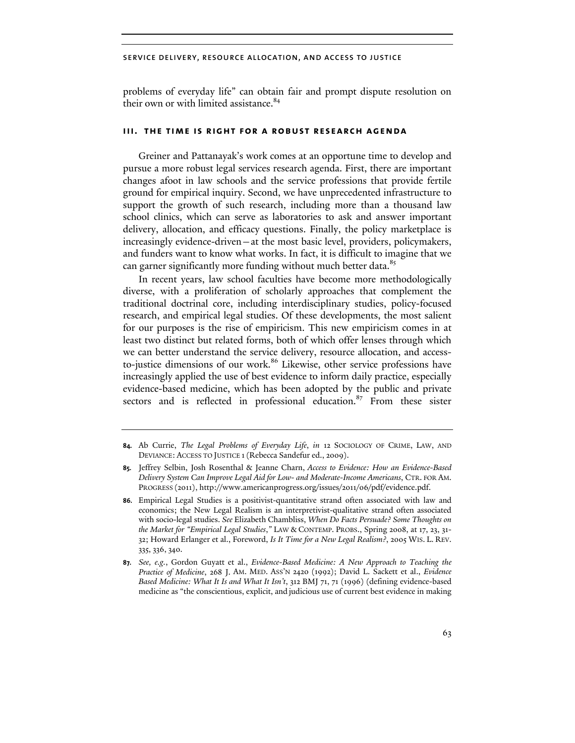problems of everyday life" can obtain fair and prompt dispute resolution on their own or with limited assistance.[84]

### III. THE TIME IS RIGHT FOR A ROBUST RESEARCH AGENDA

Greiner and Pattanayak's work comes at an opportune time to develop and pursue a more robust legal services research agenda. First, there are important changes afoot in law schools and the service professions that provide fertile ground for empirical inquiry. Second, we have unprecedented infrastructure to support the growth of such research, including more than a thousand law school clinics, which can serve as laboratories to ask and answer important delivery, allocation, and efficacy questions. Finally, the policy marketplace is increasingly evidence-driven—at the most basic level, providers, policymakers, and funders want to know what works. In fact, it is difficult to imagine that we can garner significantly more funding without much better data.[85]

In recent years, law school faculties have become more methodologically diverse, with a proliferation of scholarly approaches that complement the traditional doctrinal core, including interdisciplinary studies, policy-focused research, and empirical legal studies. Of these developments, the most salient for our purposes is the rise of empiricism. This new empiricism comes in at least two distinct but related forms, both of which offer lenses through which we can better understand the service delivery, resource allocation, and access-to-justice dimensions of our work.[86] Likewise, other service professions have increasingly applied the use of best evidence to inform daily practice, especially evidence-based medicine, which has been adopted by the public and private sectors and is reflected in professional education.[87] From these sister

---

84. Ab Currie, *The Legal Problems of Everyday Life*, *in* 12 SOCIOLOGY OF CRIME, LAW, AND DEVIANCE: ACCESS TO JUSTICE 1 (Rebecca Sandefur ed., 2009).

85. Jeffrey Selbin, Josh Rosenthal & Jeanne Charn, *Access to Evidence: How an Evidence-Based Delivery System Can Improve Legal Aid for Low- and Moderate-Income Americans*, CTR. FOR AM. PROGRESS (2011), http://www.americanprogress.org/issues/2011/06/pdf/evidence.pdf.

86. Empirical Legal Studies is a positivist-quantitative strand often associated with law and economics; the New Legal Realism is an interpretivist-qualitative strand often associated with socio-legal studies. *See* Elizabeth Chambliss, *When Do Facts Persuade? Some Thoughts on the Market for "Empirical Legal Studies*," LAW & CONTEMP. PROBS., Spring 2008, at 17, 23, 31-32; Howard Erlanger et al., Foreword, *Is It Time for a New Legal Realism?*, 2005 WIS. L. REV. 335, 336, 340.

87. *See, e.g.*, Gordon Guyatt et al., *Evidence-Based Medicine: A New Approach to Teaching the Practice of Medicine*, 268 J. AM. MED. ASS'N 2420 (1992); David L. Sackett et al., *Evidence Based Medicine: What It Is and What It Isn't*, 312 BMJ 71, 71 (1996) (defining evidence-based medicine as "the conscientious, explicit, and judicious use of current best evidence in making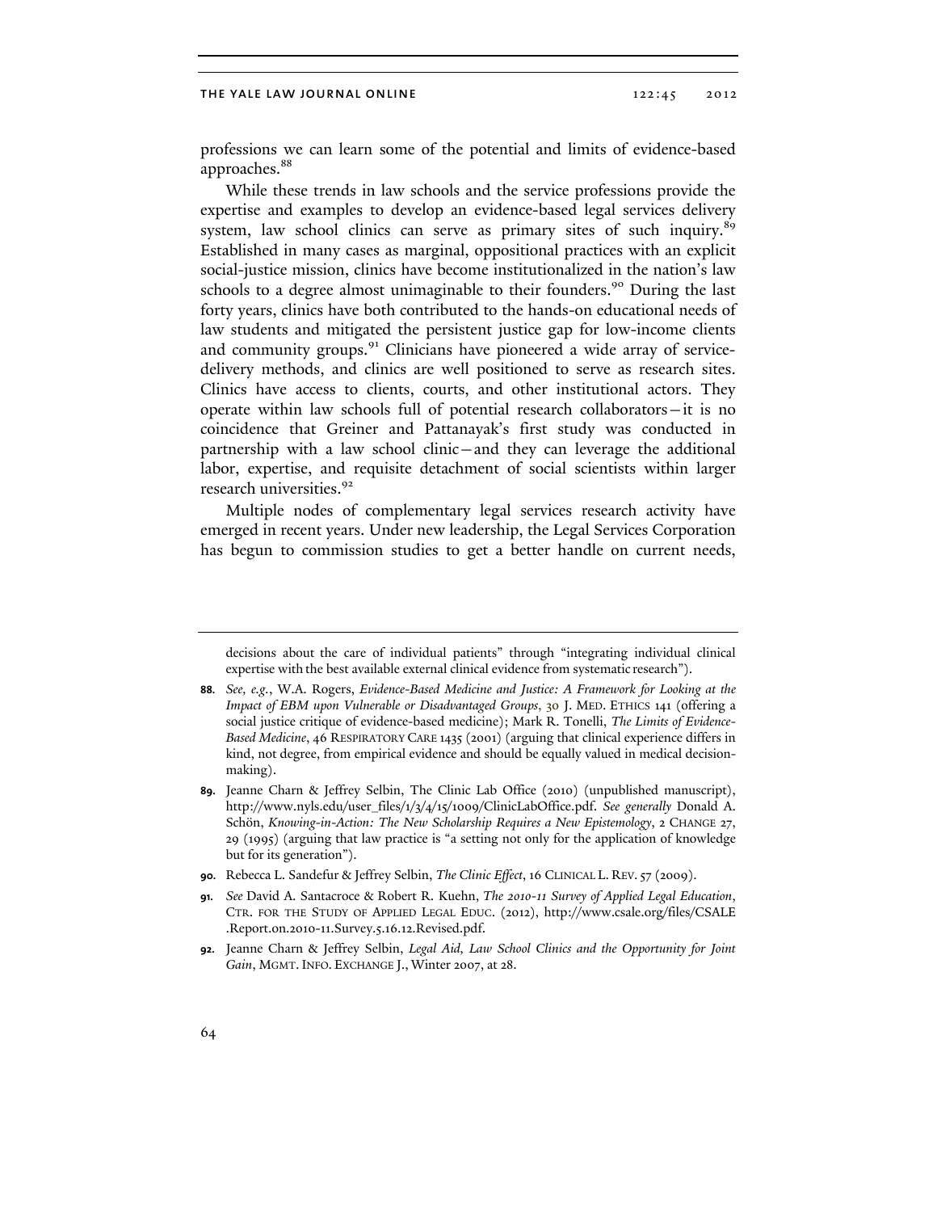professions we can learn some of the potential and limits of evidence-based approaches.[88]

While these trends in law schools and the service professions provide the expertise and examples to develop an evidence-based legal services delivery system, law school clinics can serve as primary sites of such inquiry.[89] Established in many cases as marginal, oppositional practices with an explicit social-justice mission, clinics have become institutionalized in the nation's law schools to a degree almost unimaginable to their founders.[90] During the last forty years, clinics have both contributed to the hands-on educational needs of law students and mitigated the persistent justice gap for low-income clients and community groups.[91] Clinicians have pioneered a wide array of service-delivery methods, and clinics are well positioned to serve as research sites. Clinics have access to clients, courts, and other institutional actors. They operate within law schools full of potential research collaborators—it is no coincidence that Greiner and Pattanayak's first study was conducted in partnership with a law school clinic—and they can leverage the additional labor, expertise, and requisite detachment of social scientists within larger research universities.[92]

Multiple nodes of complementary legal services research activity have emerged in recent years. Under new leadership, the Legal Services Corporation has begun to commission studies to get a better handle on current needs,

---

decisions about the care of individual patients" through "integrating individual clinical expertise with the best available external clinical evidence from systematic research").

88. *See, e.g.*, W.A. Rogers, *Evidence-Based Medicine and Justice: A Framework for Looking at the Impact of EBM upon Vulnerable or Disadvantaged Groups*, 30 J. MED. ETHICS 141 (offering a social justice critique of evidence-based medicine); Mark R. Tonelli, *The Limits of Evidence-Based Medicine*, 46 RESPIRATORY CARE 1435 (2001) (arguing that clinical experience differs in kind, not degree, from empirical evidence and should be equally valued in medical decision-making).

89. Jeanne Charn & Jeffrey Selbin, The Clinic Lab Office (2010) (unpublished manuscript), http://www.nyls.edu/user_files/1/3/4/15/1009/ClinicLabOffice.pdf. *See generally* Donald A. Schön, *Knowing-in-Action: The New Scholarship Requires a New Epistemology*, 2 CHANGE 27, 29 (1995) (arguing that law practice is "a setting not only for the application of knowledge but for its generation").

90. Rebecca L. Sandefur & Jeffrey Selbin, *The Clinic Effect*, 16 CLINICAL L. REV. 57 (2009).

91. *See* David A. Santacroce & Robert R. Kuehn, *The 2010-11 Survey of Applied Legal Education*, CTR. FOR THE STUDY OF APPLIED LEGAL EDUC. (2012), http://www.csale.org/files/CSALE.Report.on.2010-11.Survey.5.16.12.Revised.pdf.

92. Jeanne Charn & Jeffrey Selbin, *Legal Aid, Law School Clinics and the Opportunity for Joint Gain*, MGMT. INFO. EXCHANGE J., Winter 2007, at 28.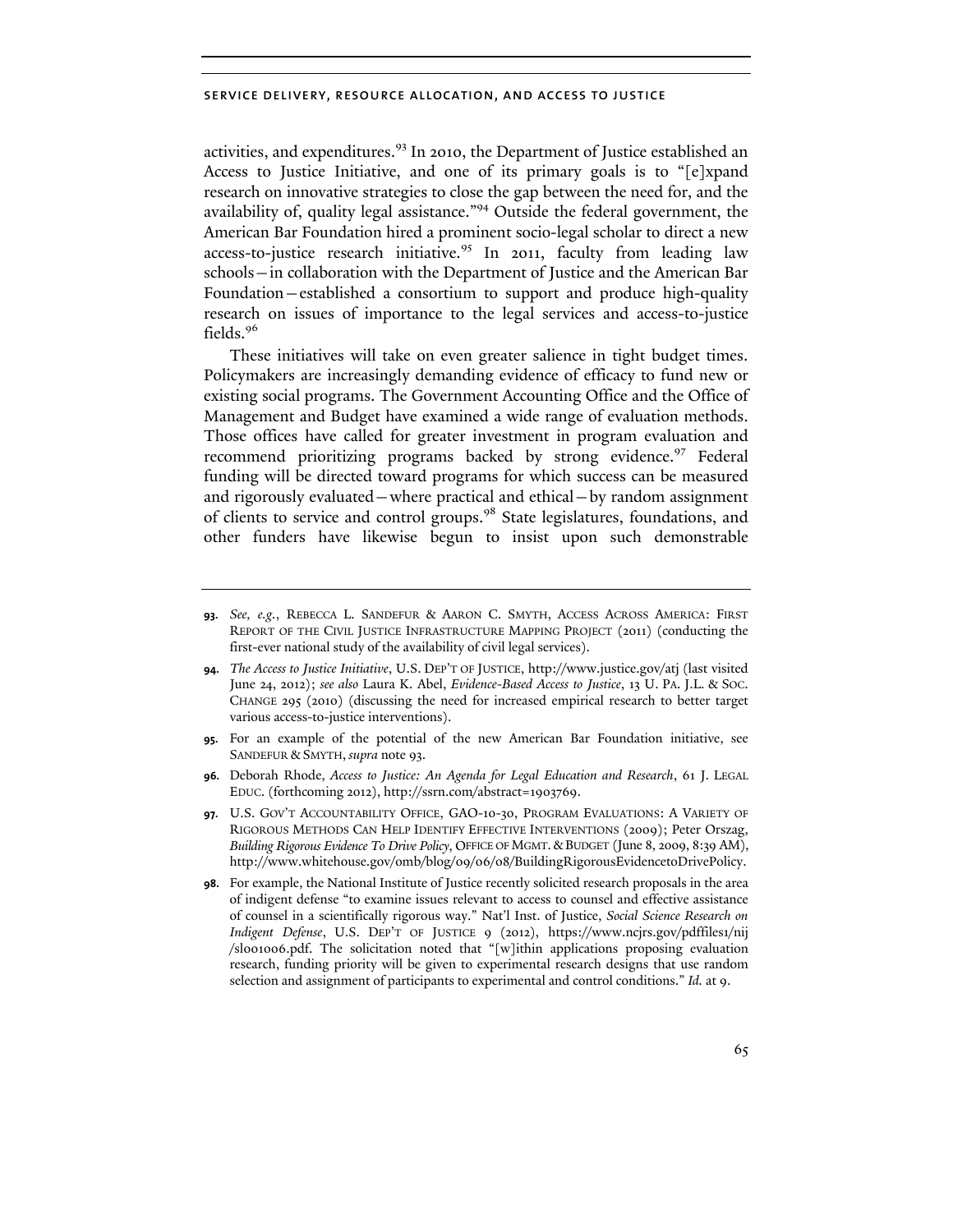activities, and expenditures.[93] In 2010, the Department of Justice established an Access to Justice Initiative, and one of its primary goals is to "[e]xpand research on innovative strategies to close the gap between the need for, and the availability of, quality legal assistance."[94] Outside the federal government, the American Bar Foundation hired a prominent socio-legal scholar to direct a new access-to-justice research initiative.[95] In 2011, faculty from leading law schools—in collaboration with the Department of Justice and the American Bar Foundation—established a consortium to support and produce high-quality research on issues of importance to the legal services and access-to-justice fields.[96]

These initiatives will take on even greater salience in tight budget times. Policymakers are increasingly demanding evidence of efficacy to fund new or existing social programs. The Government Accounting Office and the Office of Management and Budget have examined a wide range of evaluation methods. Those offices have called for greater investment in program evaluation and recommend prioritizing programs backed by strong evidence.[97] Federal funding will be directed toward programs for which success can be measured and rigorously evaluated—where practical and ethical—by random assignment of clients to service and control groups.[98] State legislatures, foundations, and other funders have likewise begun to insist upon such demonstrable

---

**93.** *See, e.g.*, REBECCA L. SANDEFUR & AARON C. SMYTH, ACCESS ACROSS AMERICA: FIRST REPORT OF THE CIVIL JUSTICE INFRASTRUCTURE MAPPING PROJECT (2011) (conducting the first-ever national study of the availability of civil legal services).

**94.** *The Access to Justice Initiative*, U.S. DEP'T OF JUSTICE, http://www.justice.gov/atj (last visited June 24, 2012); *see also* Laura K. Abel, *Evidence-Based Access to Justice*, 13 U. PA. J.L. & SOC. CHANGE 295 (2010) (discussing the need for increased empirical research to better target various access-to-justice interventions).

**95.** For an example of the potential of the new American Bar Foundation initiative, see SANDEFUR & SMYTH, *supra* note 93.

**96.** Deborah Rhode, *Access to Justice: An Agenda for Legal Education and Research*, 61 J. LEGAL EDUC. (forthcoming 2012), http://ssrn.com/abstract=1903769.

**97.** U.S. GOV'T ACCOUNTABILITY OFFICE, GAO-10-30, PROGRAM EVALUATIONS: A VARIETY OF RIGOROUS METHODS CAN HELP IDENTIFY EFFECTIVE INTERVENTIONS (2009); Peter Orszag, *Building Rigorous Evidence To Drive Policy*, OFFICE OF MGMT. & BUDGET (June 8, 2009, 8:39 AM), http://www.whitehouse.gov/omb/blog/09/06/08/BuildingRigorousEvidencetoDrivePolicy.

**98.** For example, the National Institute of Justice recently solicited research proposals in the area of indigent defense "to examine issues relevant to access to counsel and effective assistance of counsel in a scientifically rigorous way." Nat'l Inst. of Justice, *Social Science Research on Indigent Defense*, U.S. DEP'T OF JUSTICE 9 (2012), https://www.ncjrs.gov/pdffiles1/nij/sl001006.pdf. The solicitation noted that "[w]ithin applications proposing evaluation research, funding priority will be given to experimental research designs that use random selection and assignment of participants to experimental and control conditions." *Id.* at 9.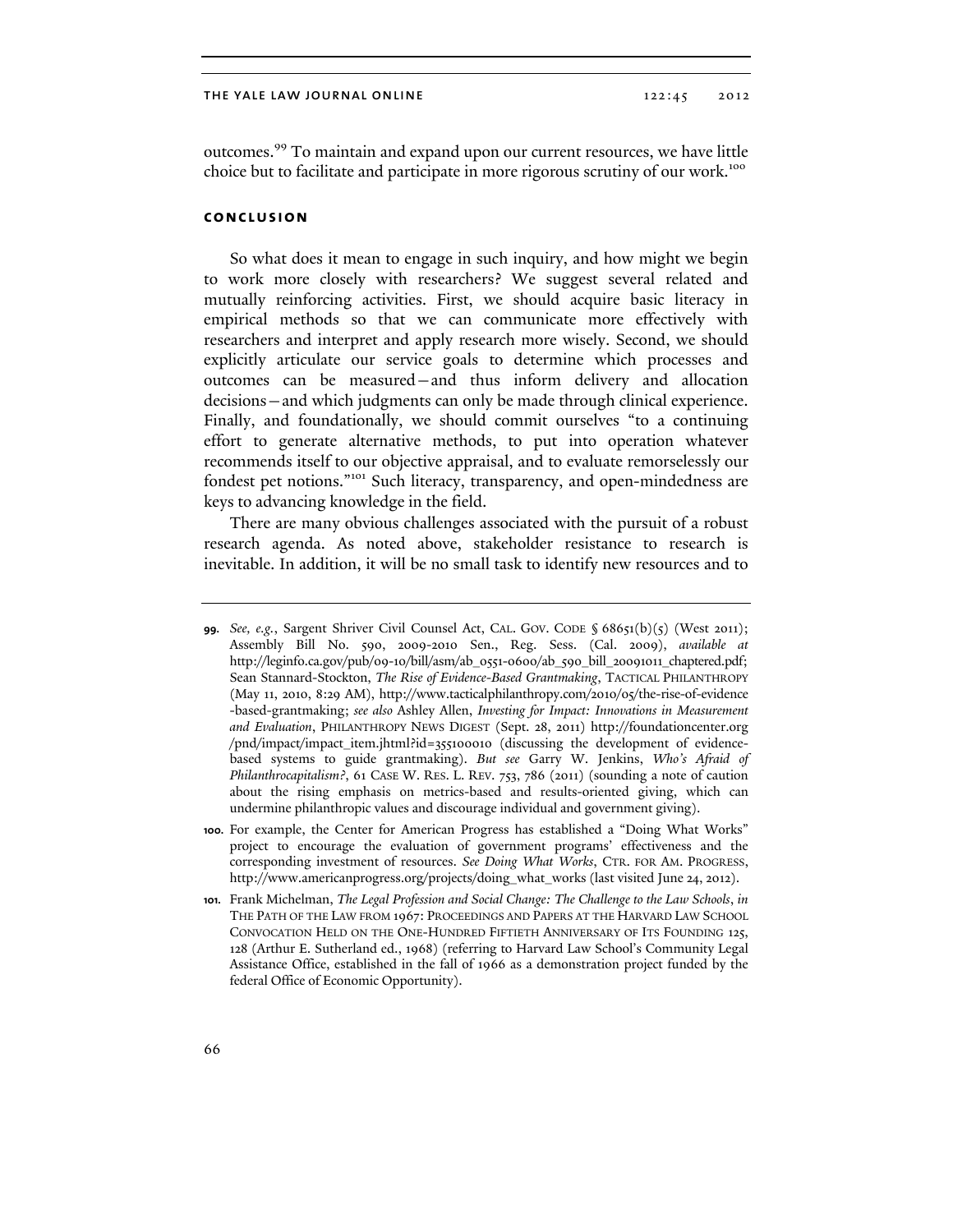outcomes.[99] To maintain and expand upon our current resources, we have little choice but to facilitate and participate in more rigorous scrutiny of our work.[100]

## CONCLUSION

So what does it mean to engage in such inquiry, and how might we begin to work more closely with researchers? We suggest several related and mutually reinforcing activities. First, we should acquire basic literacy in empirical methods so that we can communicate more effectively with researchers and interpret and apply research more wisely. Second, we should explicitly articulate our service goals to determine which processes and outcomes can be measured—and thus inform delivery and allocation decisions—and which judgments can only be made through clinical experience. Finally, and foundationally, we should commit ourselves "to a continuing effort to generate alternative methods, to put into operation whatever recommends itself to our objective appraisal, and to evaluate remorselessly our fondest pet notions."[101] Such literacy, transparency, and open-mindedness are keys to advancing knowledge in the field.

There are many obvious challenges associated with the pursuit of a robust research agenda. As noted above, stakeholder resistance to research is inevitable. In addition, it will be no small task to identify new resources and to

---

**99.** *See, e.g.*, Sargent Shriver Civil Counsel Act, CAL. GOV. CODE § 68651(b)(5) (West 2011); Assembly Bill No. 590, 2009-2010 Sen., Reg. Sess. (Cal. 2009), *available at* http://leginfo.ca.gov/pub/09-10/bill/asm/ab_0551-0600/ab_590_bill_20091011_chaptered.pdf; Sean Stannard-Stockton, *The Rise of Evidence-Based Grantmaking*, TACTICAL PHILANTHROPY (May 11, 2010, 8:29 AM), http://www.tacticalphilanthropy.com/2010/05/the-rise-of-evidence-based-grantmaking; *see also* Ashley Allen, *Investing for Impact: Innovations in Measurement and Evaluation*, PHILANTHROPY NEWS DIGEST (Sept. 28, 2011) http://foundationcenter.org/pnd/impact/impact_item.jhtml?id=355100010 (discussing the development of evidence-based systems to guide grantmaking). *But see* Garry W. Jenkins, *Who's Afraid of Philanthrocapitalism?*, 61 CASE W. RES. L. REV. 753, 786 (2011) (sounding a note of caution about the rising emphasis on metrics-based and results-oriented giving, which can undermine philanthropic values and discourage individual and government giving).

**100.** For example, the Center for American Progress has established a "Doing What Works" project to encourage the evaluation of government programs' effectiveness and the corresponding investment of resources. *See Doing What Works*, CTR. FOR AM. PROGRESS, http://www.americanprogress.org/projects/doing_what_works (last visited June 24, 2012).

**101.** Frank Michelman, *The Legal Profession and Social Change: The Challenge to the Law Schools*, *in* THE PATH OF THE LAW FROM 1967: PROCEEDINGS AND PAPERS AT THE HARVARD LAW SCHOOL CONVOCATION HELD ON THE ONE-HUNDRED FIFTIETH ANNIVERSARY OF ITS FOUNDING 125, 128 (Arthur E. Sutherland ed., 1968) (referring to Harvard Law School's Community Legal Assistance Office, established in the fall of 1966 as a demonstration project funded by the federal Office of Economic Opportunity).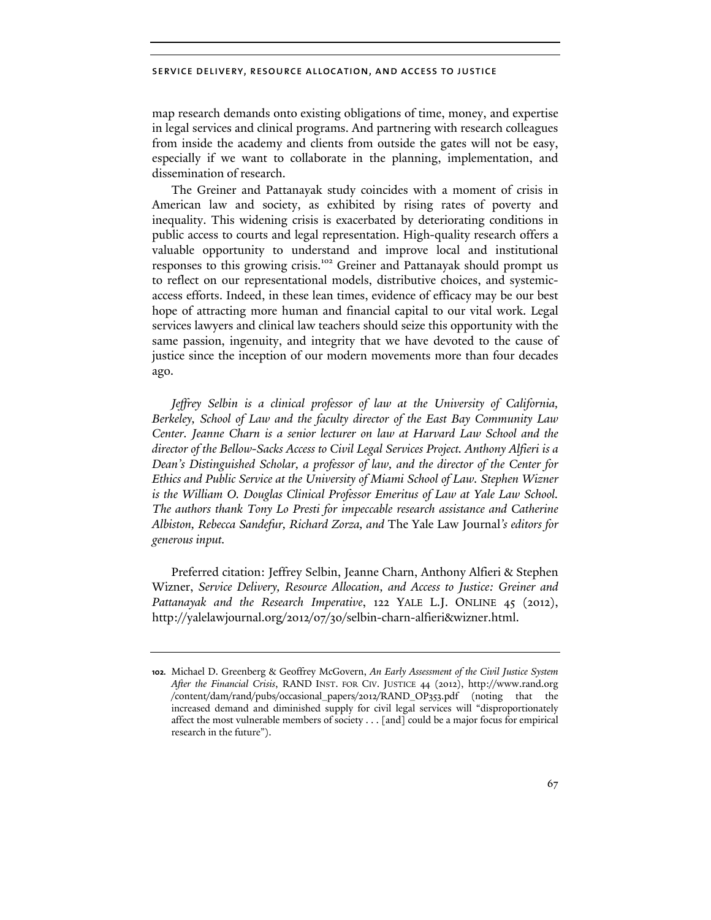map research demands onto existing obligations of time, money, and expertise in legal services and clinical programs. And partnering with research colleagues from inside the academy and clients from outside the gates will not be easy, especially if we want to collaborate in the planning, implementation, and dissemination of research.

The Greiner and Pattanayak study coincides with a moment of crisis in American law and society, as exhibited by rising rates of poverty and inequality. This widening crisis is exacerbated by deteriorating conditions in public access to courts and legal representation. High-quality research offers a valuable opportunity to understand and improve local and institutional responses to this growing crisis.[102] Greiner and Pattanayak should prompt us to reflect on our representational models, distributive choices, and systemic-access efforts. Indeed, in these lean times, evidence of efficacy may be our best hope of attracting more human and financial capital to our vital work. Legal services lawyers and clinical law teachers should seize this opportunity with the same passion, ingenuity, and integrity that we have devoted to the cause of justice since the inception of our modern movements more than four decades ago.

*Jeffrey Selbin is a clinical professor of law at the University of California, Berkeley, School of Law and the faculty director of the East Bay Community Law Center. Jeanne Charn is a senior lecturer on law at Harvard Law School and the director of the Bellow-Sacks Access to Civil Legal Services Project. Anthony Alfieri is a Dean's Distinguished Scholar, a professor of law, and the director of the Center for Ethics and Public Service at the University of Miami School of Law. Stephen Wizner is the William O. Douglas Clinical Professor Emeritus of Law at Yale Law School. The authors thank Tony Lo Presti for impeccable research assistance and Catherine Albiston, Rebecca Sandefur, Richard Zorza, and* The Yale Law Journal*'s editors for generous input.*

Preferred citation: Jeffrey Selbin, Jeanne Charn, Anthony Alfieri & Stephen Wizner, *Service Delivery, Resource Allocation, and Access to Justice: Greiner and Pattanayak and the Research Imperative*, 122 YALE L.J. ONLINE 45 (2012), http://yalelawjournal.org/2012/07/30/selbin-charn-alfieri&wizner.html.

---

**102.** Michael D. Greenberg & Geoffrey McGovern, *An Early Assessment of the Civil Justice System After the Financial Crisis*, RAND INST. FOR CIV. JUSTICE 44 (2012), http://www.rand.org/content/dam/rand/pubs/occasional_papers/2012/RAND_OP353.pdf (noting that the increased demand and diminished supply for civil legal services will "disproportionately affect the most vulnerable members of society . . . [and] could be a major focus for empirical research in the future").